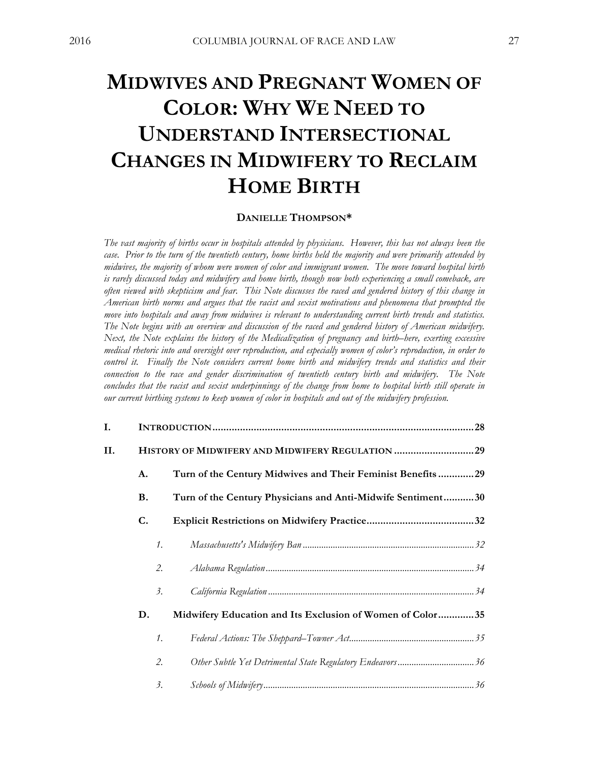# MIDWIVES AND PREGNANT WOMEN OF COLOR: WHY WE NEED TO UNDERSTAND INTERSECTIONAL CHANGES IN MIDWIFERY TO RECLAIM HOME BIRTH

**DANIELLE THOMPSON***

*The vast majority of births occur in hospitals attended by physicians. However, this has not always been the case. Prior to the turn of the twentieth century, home births held the majority and were primarily attended by midwives, the majority of whom were women of color and immigrant women. The move toward hospital birth is rarely discussed today and midwifery and home birth, though now both experiencing a small comeback, are often viewed with skepticism and fear. This Note discusses the raced and gendered history of this change in American birth norms and argues that the racist and sexist motivations and phenomena that prompted the move into hospitals and away from midwives is relevant to understanding current birth trends and statistics. The Note begins with an overview and discussion of the raced and gendered history of American midwifery. Next, the Note explains the history of the Medicalization of pregnancy and birth–here, exerting excessive medical rhetoric into and oversight over reproduction, and especially women of color's reproduction, in order to control it. Finally the Note considers current home birth and midwifery trends and statistics and their connection to the race and gender discrimination of twentieth century birth and midwifery. The Note concludes that the racist and sexist underpinnings of the change from home to hospital birth still operate in our current birthing systems to keep women of color in hospitals and out of the midwifery profession.*

I. INTRODUCTION ........ 28

II. HISTORY OF MIDWIFERY AND MIDWIFERY REGULATION ........ 29

- A. Turn of the Century Midwives and Their Feminist Benefits ........ 29
- B. Turn of the Century Physicians and Anti-Midwife Sentiment ........ 30
- C. Explicit Restrictions on Midwifery Practice ........ 32
  1. *Massachusetts's Midwifery Ban* ........ 32
  2. *Alabama Regulation* ........ 34
  3. *California Regulation* ........ 34
- D. Midwifery Education and Its Exclusion of Women of Color ........ 35
  1. *Federal Actions: The Sheppard–Towner Act* ........ 35
  2. *Other Subtle Yet Detrimental State Regulatory Endeavors* ........ 36
  3. *Schools of Midwifery* ........ 36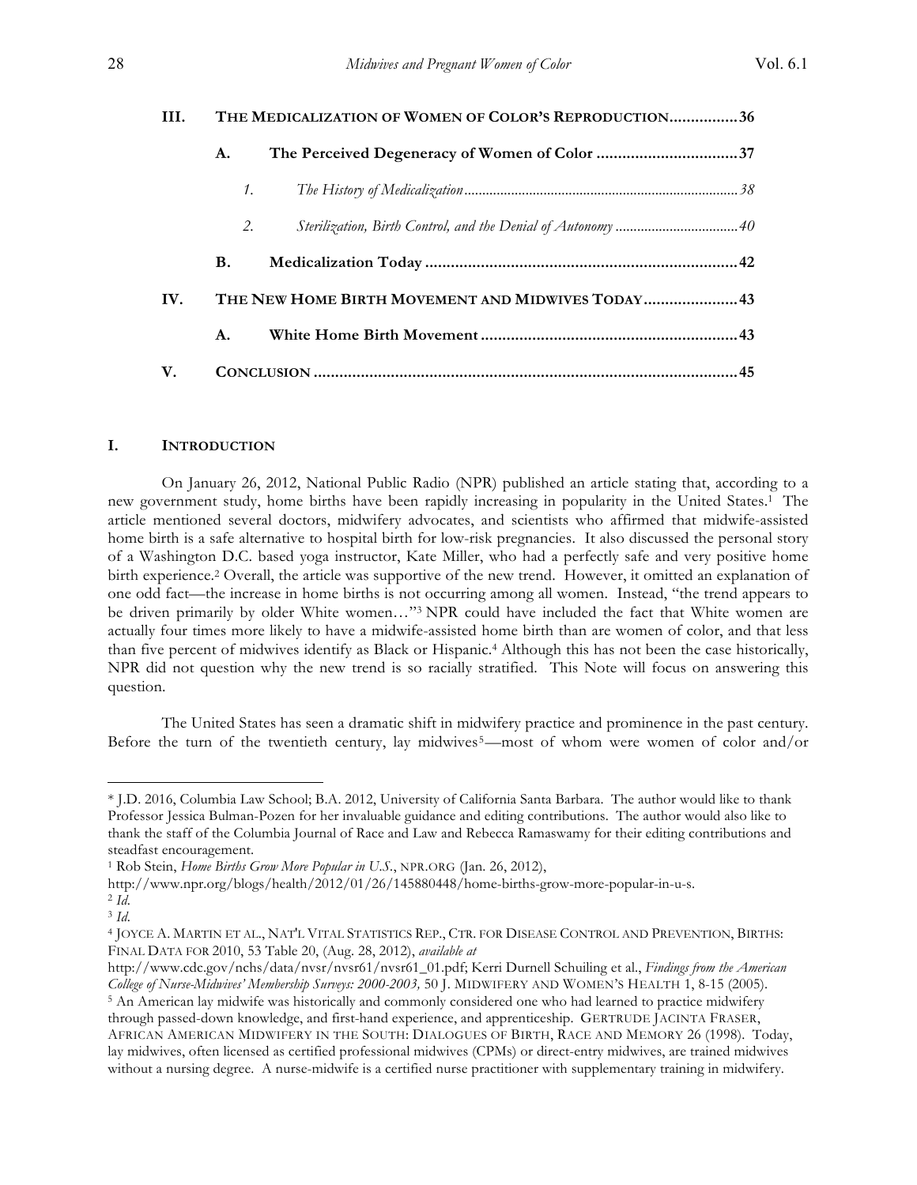| | | | |
|---|---|---|---|
| III. | THE MEDICALIZATION OF WOMEN OF COLOR'S REPRODUCTION | | 36 |
| | A. | The Perceived Degeneracy of Women of Color | 37 |
| | | 1. *The History of Medicalization* | 38 |
| | | 2. *Sterilization, Birth Control, and the Denial of Autonomy* | 40 |
| | B. | Medicalization Today | 42 |
| IV. | THE NEW HOME BIRTH MOVEMENT AND MIDWIVES TODAY | | 43 |
| | A. | White Home Birth Movement | 43 |
| V. | CONCLUSION | | 45 |

## I. INTRODUCTION

On January 26, 2012, National Public Radio (NPR) published an article stating that, according to a new government study, home births have been rapidly increasing in popularity in the United States.[1] The article mentioned several doctors, midwifery advocates, and scientists who affirmed that midwife-assisted home birth is a safe alternative to hospital birth for low-risk pregnancies. It also discussed the personal story of a Washington D.C. based yoga instructor, Kate Miller, who had a perfectly safe and very positive home birth experience.[2] Overall, the article was supportive of the new trend. However, it omitted an explanation of one odd fact—the increase in home births is not occurring among all women. Instead, "the trend appears to be driven primarily by older White women…"[3] NPR could have included the fact that White women are actually four times more likely to have a midwife-assisted home birth than are women of color, and that less than five percent of midwives identify as Black or Hispanic.[4] Although this has not been the case historically, NPR did not question why the new trend is so racially stratified. This Note will focus on answering this question.

The United States has seen a dramatic shift in midwifery practice and prominence in the past century. Before the turn of the twentieth century, lay midwives[5]—most of whom were women of color and/or

---

\* J.D. 2016, Columbia Law School; B.A. 2012, University of California Santa Barbara. The author would like to thank Professor Jessica Bulman-Pozen for her invaluable guidance and editing contributions. The author would also like to thank the staff of the Columbia Journal of Race and Law and Rebecca Ramaswamy for their editing contributions and steadfast encouragement.

[1] Rob Stein, *Home Births Grow More Popular in U.S.*, NPR.ORG (Jan. 26, 2012), http://www.npr.org/blogs/health/2012/01/26/145880448/home-births-grow-more-popular-in-u-s.

[2] *Id.*

[3] *Id.*

[4] JOYCE A. MARTIN ET AL., NAT'L VITAL STATISTICS REP., CTR. FOR DISEASE CONTROL AND PREVENTION, BIRTHS: FINAL DATA FOR 2010, 53 Table 20, (Aug. 28, 2012), *available at* http://www.cdc.gov/nchs/data/nvsr/nvsr61/nvsr61_01.pdf; Kerri Durnell Schuiling et al., *Findings from the American College of Nurse-Midwives' Membership Surveys: 2000-2003,* 50 J. MIDWIFERY AND WOMEN'S HEALTH 1, 8-15 (2005).

[5] An American lay midwife was historically and commonly considered one who had learned to practice midwifery through passed-down knowledge, and first-hand experience, and apprenticeship. GERTRUDE JACINTA FRASER, AFRICAN AMERICAN MIDWIFERY IN THE SOUTH: DIALOGUES OF BIRTH, RACE AND MEMORY 26 (1998). Today, lay midwives, often licensed as certified professional midwives (CPMs) or direct-entry midwives, are trained midwives without a nursing degree. A nurse-midwife is a certified nurse practitioner with supplementary training in midwifery.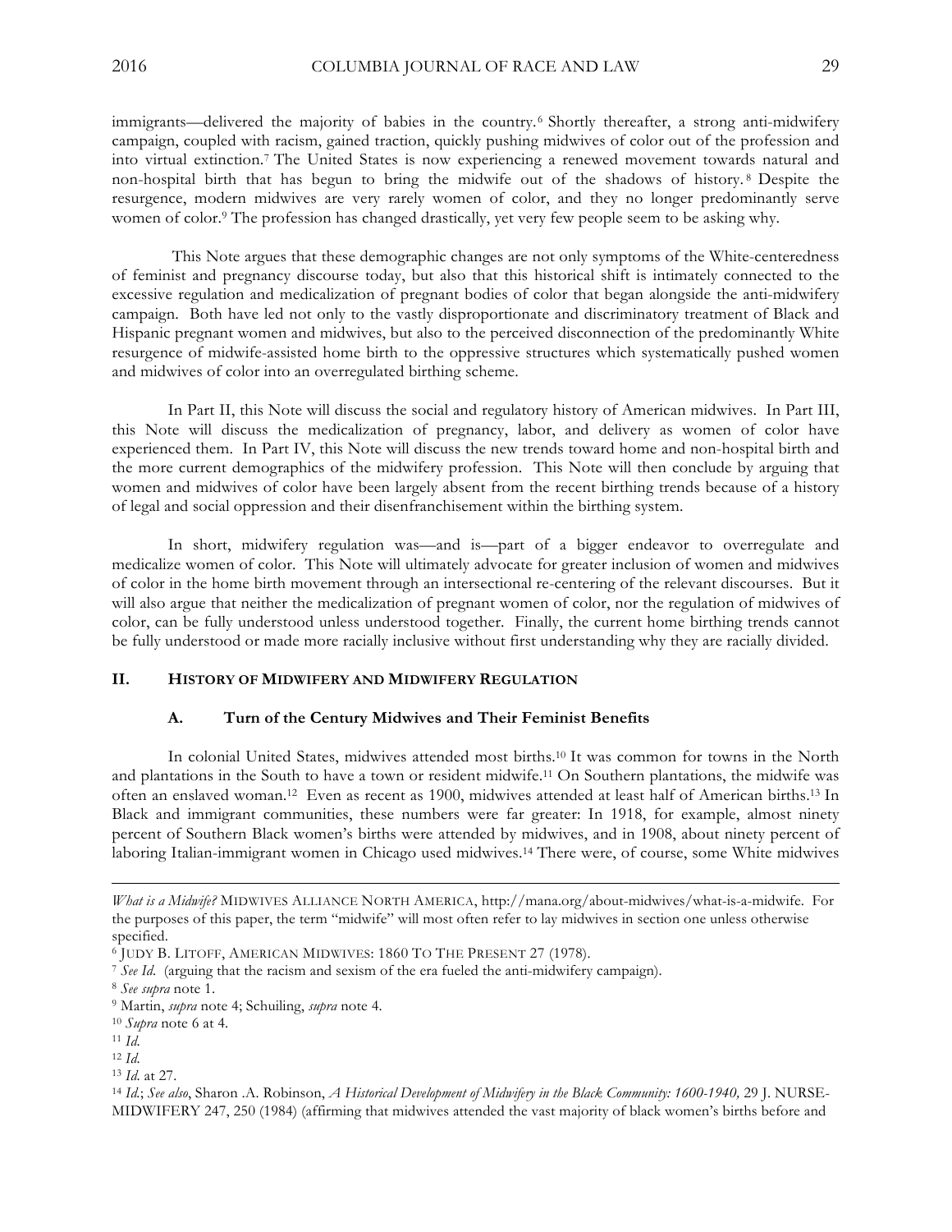immigrants—delivered the majority of babies in the country.[6] Shortly thereafter, a strong anti-midwifery campaign, coupled with racism, gained traction, quickly pushing midwives of color out of the profession and into virtual extinction.[7] The United States is now experiencing a renewed movement towards natural and non-hospital birth that has begun to bring the midwife out of the shadows of history.[8] Despite the resurgence, modern midwives are very rarely women of color, and they no longer predominantly serve women of color.[9] The profession has changed drastically, yet very few people seem to be asking why.

This Note argues that these demographic changes are not only symptoms of the White-centeredness of feminist and pregnancy discourse today, but also that this historical shift is intimately connected to the excessive regulation and medicalization of pregnant bodies of color that began alongside the anti-midwifery campaign. Both have led not only to the vastly disproportionate and discriminatory treatment of Black and Hispanic pregnant women and midwives, but also to the perceived disconnection of the predominantly White resurgence of midwife-assisted home birth to the oppressive structures which systematically pushed women and midwives of color into an overregulated birthing scheme.

In Part II, this Note will discuss the social and regulatory history of American midwives. In Part III, this Note will discuss the medicalization of pregnancy, labor, and delivery as women of color have experienced them. In Part IV, this Note will discuss the new trends toward home and non-hospital birth and the more current demographics of the midwifery profession. This Note will then conclude by arguing that women and midwives of color have been largely absent from the recent birthing trends because of a history of legal and social oppression and their disenfranchisement within the birthing system.

In short, midwifery regulation was—and is—part of a bigger endeavor to overregulate and medicalize women of color. This Note will ultimately advocate for greater inclusion of women and midwives of color in the home birth movement through an intersectional re-centering of the relevant discourses. But it will also argue that neither the medicalization of pregnant women of color, nor the regulation of midwives of color, can be fully understood unless understood together. Finally, the current home birthing trends cannot be fully understood or made more racially inclusive without first understanding why they are racially divided.

## II. HISTORY OF MIDWIFERY AND MIDWIFERY REGULATION

### A. Turn of the Century Midwives and Their Feminist Benefits

In colonial United States, midwives attended most births.[10] It was common for towns in the North and plantations in the South to have a town or resident midwife.[11] On Southern plantations, the midwife was often an enslaved woman.[12] Even as recent as 1900, midwives attended at least half of American births.[13] In Black and immigrant communities, these numbers were far greater: In 1918, for example, almost ninety percent of Southern Black women's births were attended by midwives, and in 1908, about ninety percent of laboring Italian-immigrant women in Chicago used midwives.[14] There were, of course, some White midwives

---

*What is a Midwife?* MIDWIVES ALLIANCE NORTH AMERICA, http://mana.org/about-midwives/what-is-a-midwife. For the purposes of this paper, the term "midwife" will most often refer to lay midwives in section one unless otherwise specified.

[6] JUDY B. LITOFF, AMERICAN MIDWIVES: 1860 TO THE PRESENT 27 (1978).

[7] *See Id.* (arguing that the racism and sexism of the era fueled the anti-midwifery campaign).

[8] *See supra* note 1.

[9] Martin, *supra* note 4; Schuiling, *supra* note 4.

[10] *Supra* note 6 at 4.

[11] *Id.*

[12] *Id.*

[13] *Id.* at 27.

[14] *Id.*; *See also*, Sharon .A. Robinson, *A Historical Development of Midwifery in the Black Community: 1600-1940,* 29 J. NURSE-MIDWIFERY 247, 250 (1984) (affirming that midwives attended the vast majority of black women's births before and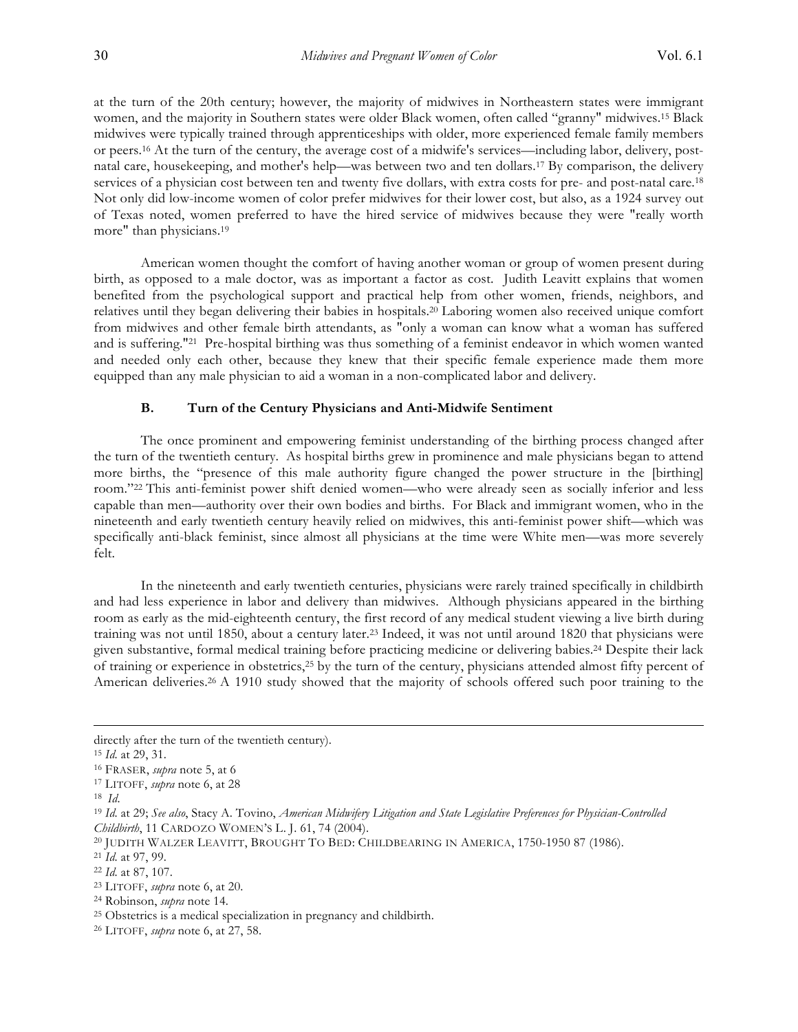at the turn of the 20th century; however, the majority of midwives in Northeastern states were immigrant women, and the majority in Southern states were older Black women, often called "granny" midwives.[15] Black midwives were typically trained through apprenticeships with older, more experienced female family members or peers.[16] At the turn of the century, the average cost of a midwife's services—including labor, delivery, post-natal care, housekeeping, and mother's help—was between two and ten dollars.[17] By comparison, the delivery services of a physician cost between ten and twenty five dollars, with extra costs for pre- and post-natal care.[18] Not only did low-income women of color prefer midwives for their lower cost, but also, as a 1924 survey out of Texas noted, women preferred to have the hired service of midwives because they were "really worth more" than physicians.[19]

American women thought the comfort of having another woman or group of women present during birth, as opposed to a male doctor, was as important a factor as cost. Judith Leavitt explains that women benefited from the psychological support and practical help from other women, friends, neighbors, and relatives until they began delivering their babies in hospitals.[20] Laboring women also received unique comfort from midwives and other female birth attendants, as "only a woman can know what a woman has suffered and is suffering."[21] Pre-hospital birthing was thus something of a feminist endeavor in which women wanted and needed only each other, because they knew that their specific female experience made them more equipped than any male physician to aid a woman in a non-complicated labor and delivery.

### B. Turn of the Century Physicians and Anti-Midwife Sentiment

The once prominent and empowering feminist understanding of the birthing process changed after the turn of the twentieth century. As hospital births grew in prominence and male physicians began to attend more births, the "presence of this male authority figure changed the power structure in the [birthing] room."[22] This anti-feminist power shift denied women—who were already seen as socially inferior and less capable than men—authority over their own bodies and births. For Black and immigrant women, who in the nineteenth and early twentieth century heavily relied on midwives, this anti-feminist power shift—which was specifically anti-black feminist, since almost all physicians at the time were White men—was more severely felt.

In the nineteenth and early twentieth centuries, physicians were rarely trained specifically in childbirth and had less experience in labor and delivery than midwives. Although physicians appeared in the birthing room as early as the mid-eighteenth century, the first record of any medical student viewing a live birth during training was not until 1850, about a century later.[23] Indeed, it was not until around 1820 that physicians were given substantive, formal medical training before practicing medicine or delivering babies.[24] Despite their lack of training or experience in obstetrics,[25] by the turn of the century, physicians attended almost fifty percent of American deliveries.[26] A 1910 study showed that the majority of schools offered such poor training to the

---

directly after the turn of the twentieth century).

[15] *Id.* at 29, 31.

[16] FRASER, *supra* note 5, at 6

[17] LITOFF, *supra* note 6, at 28

[18] *Id.*

[19] *Id.* at 29; *See also*, Stacy A. Tovino, *American Midwifery Litigation and State Legislative Preferences for Physician-Controlled Childbirth*, 11 CARDOZO WOMEN'S L. J. 61, 74 (2004).

[20] JUDITH WALZER LEAVITT, BROUGHT TO BED: CHILDBEARING IN AMERICA, 1750-1950 87 (1986).

[21] *Id.* at 97, 99.

[22] *Id.* at 87, 107.

[23] LITOFF, *supra* note 6, at 20.

[24] Robinson, *supra* note 14.

[25] Obstetrics is a medical specialization in pregnancy and childbirth.

[26] LITOFF, *supra* note 6, at 27, 58.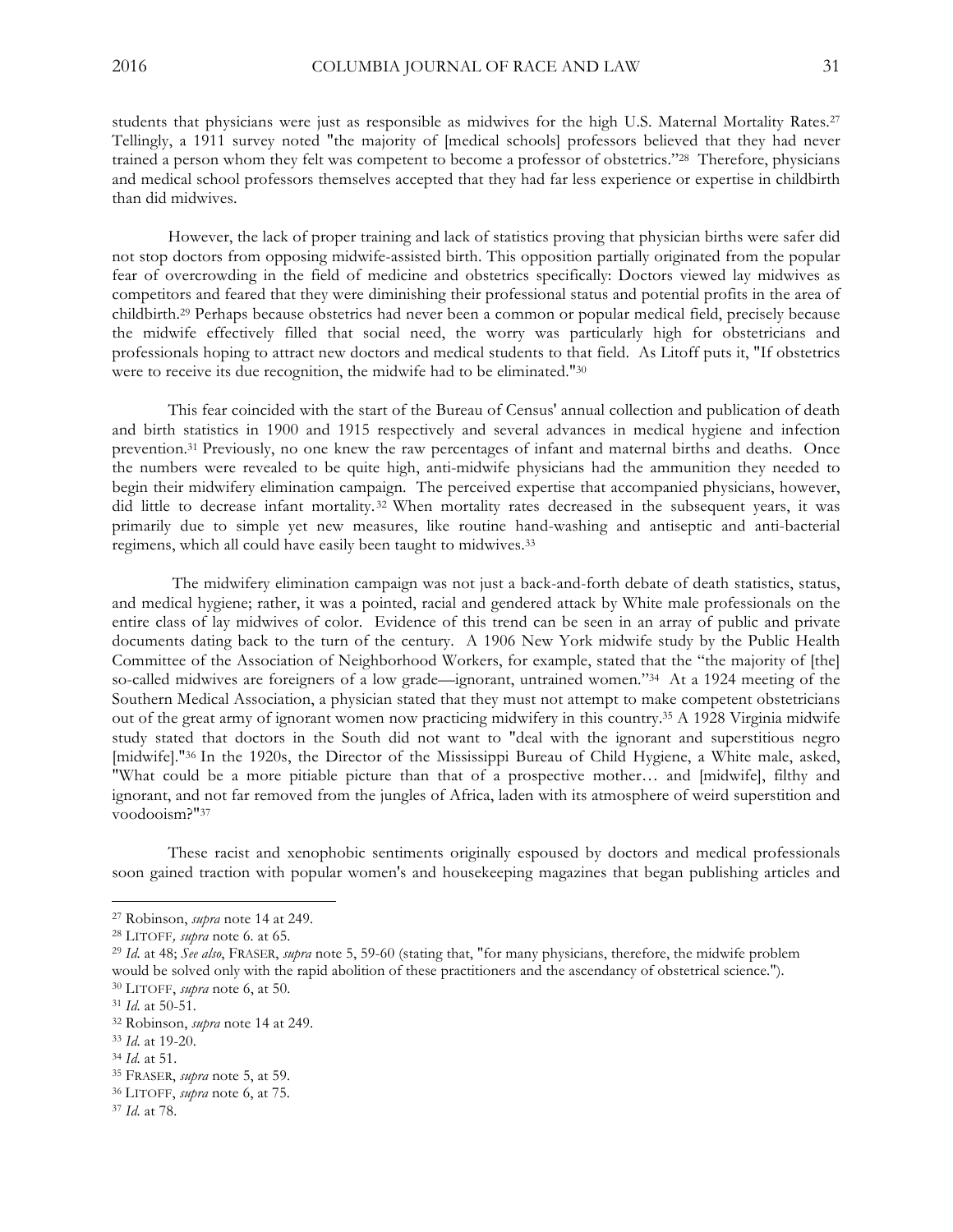students that physicians were just as responsible as midwives for the high U.S. Maternal Mortality Rates.[27] Tellingly, a 1911 survey noted "the majority of [medical schools] professors believed that they had never trained a person whom they felt was competent to become a professor of obstetrics."[28] Therefore, physicians and medical school professors themselves accepted that they had far less experience or expertise in childbirth than did midwives.

However, the lack of proper training and lack of statistics proving that physician births were safer did not stop doctors from opposing midwife-assisted birth. This opposition partially originated from the popular fear of overcrowding in the field of medicine and obstetrics specifically: Doctors viewed lay midwives as competitors and feared that they were diminishing their professional status and potential profits in the area of childbirth.[29] Perhaps because obstetrics had never been a common or popular medical field, precisely because the midwife effectively filled that social need, the worry was particularly high for obstetricians and professionals hoping to attract new doctors and medical students to that field. As Litoff puts it, "If obstetrics were to receive its due recognition, the midwife had to be eliminated."[30]

This fear coincided with the start of the Bureau of Census' annual collection and publication of death and birth statistics in 1900 and 1915 respectively and several advances in medical hygiene and infection prevention.[31] Previously, no one knew the raw percentages of infant and maternal births and deaths. Once the numbers were revealed to be quite high, anti-midwife physicians had the ammunition they needed to begin their midwifery elimination campaign. The perceived expertise that accompanied physicians, however, did little to decrease infant mortality.[32] When mortality rates decreased in the subsequent years, it was primarily due to simple yet new measures, like routine hand-washing and antiseptic and anti-bacterial regimens, which all could have easily been taught to midwives.[33]

The midwifery elimination campaign was not just a back-and-forth debate of death statistics, status, and medical hygiene; rather, it was a pointed, racial and gendered attack by White male professionals on the entire class of lay midwives of color. Evidence of this trend can be seen in an array of public and private documents dating back to the turn of the century. A 1906 New York midwife study by the Public Health Committee of the Association of Neighborhood Workers, for example, stated that the "the majority of [the] so-called midwives are foreigners of a low grade—ignorant, untrained women."[34] At a 1924 meeting of the Southern Medical Association, a physician stated that they must not attempt to make competent obstetricians out of the great army of ignorant women now practicing midwifery in this country.[35] A 1928 Virginia midwife study stated that doctors in the South did not want to "deal with the ignorant and superstitious negro [midwife]."[36] In the 1920s, the Director of the Mississippi Bureau of Child Hygiene, a White male, asked, "What could be a more pitiable picture than that of a prospective mother… and [midwife], filthy and ignorant, and not far removed from the jungles of Africa, laden with its atmosphere of weird superstition and voodooism?"[37]

These racist and xenophobic sentiments originally espoused by doctors and medical professionals soon gained traction with popular women's and housekeeping magazines that began publishing articles and

---

[27] Robinson, *supra* note 14 at 249.

[28] LITOFF*, supra* note 6. at 65.

[29] *Id.* at 48; *See also*, FRASER, *supra* note 5, 59-60 (stating that, "for many physicians, therefore, the midwife problem would be solved only with the rapid abolition of these practitioners and the ascendancy of obstetrical science.").

[30] LITOFF, *supra* note 6, at 50.

[31] *Id.* at 50-51.

[32] Robinson, *supra* note 14 at 249.

[33] *Id.* at 19-20.

[34] *Id.* at 51.

[35] FRASER, *supra* note 5, at 59.

[36] LITOFF, *supra* note 6, at 75.

[37] *Id.* at 78.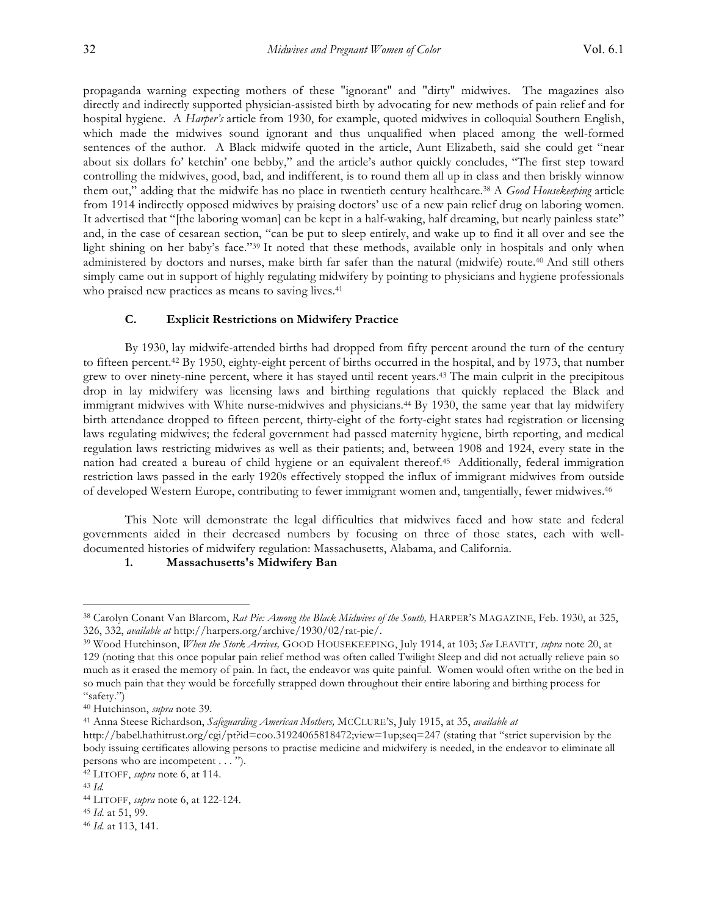propaganda warning expecting mothers of these "ignorant" and "dirty" midwives. The magazines also directly and indirectly supported physician-assisted birth by advocating for new methods of pain relief and for hospital hygiene. A *Harper's* article from 1930, for example, quoted midwives in colloquial Southern English, which made the midwives sound ignorant and thus unqualified when placed among the well-formed sentences of the author. A Black midwife quoted in the article, Aunt Elizabeth, said she could get "near about six dollars fo' ketchin' one bebby," and the article's author quickly concludes, "The first step toward controlling the midwives, good, bad, and indifferent, is to round them all up in class and then briskly winnow them out," adding that the midwife has no place in twentieth century healthcare.[38] A *Good Housekeeping* article from 1914 indirectly opposed midwives by praising doctors' use of a new pain relief drug on laboring women. It advertised that "[the laboring woman] can be kept in a half-waking, half dreaming, but nearly painless state" and, in the case of cesarean section, "can be put to sleep entirely, and wake up to find it all over and see the light shining on her baby's face."[39] It noted that these methods, available only in hospitals and only when administered by doctors and nurses, make birth far safer than the natural (midwife) route.[40] And still others simply came out in support of highly regulating midwifery by pointing to physicians and hygiene professionals who praised new practices as means to saving lives.[41]

### C. Explicit Restrictions on Midwifery Practice

By 1930, lay midwife-attended births had dropped from fifty percent around the turn of the century to fifteen percent.[42] By 1950, eighty-eight percent of births occurred in the hospital, and by 1973, that number grew to over ninety-nine percent, where it has stayed until recent years.[43] The main culprit in the precipitous drop in lay midwifery was licensing laws and birthing regulations that quickly replaced the Black and immigrant midwives with White nurse-midwives and physicians.[44] By 1930, the same year that lay midwifery birth attendance dropped to fifteen percent, thirty-eight of the forty-eight states had registration or licensing laws regulating midwives; the federal government had passed maternity hygiene, birth reporting, and medical regulation laws restricting midwives as well as their patients; and, between 1908 and 1924, every state in the nation had created a bureau of child hygiene or an equivalent thereof.[45] Additionally, federal immigration restriction laws passed in the early 1920s effectively stopped the influx of immigrant midwives from outside of developed Western Europe, contributing to fewer immigrant women and, tangentially, fewer midwives.[46]

This Note will demonstrate the legal difficulties that midwives faced and how state and federal governments aided in their decreased numbers by focusing on three of those states, each with well-documented histories of midwifery regulation: Massachusetts, Alabama, and California.

#### 1. Massachusetts's Midwifery Ban

---

[38] Carolyn Conant Van Blarcom, *Rat Pie: Among the Black Midwives of the South,* HARPER'S MAGAZINE, Feb. 1930, at 325, 326, 332, *available at* http://harpers.org/archive/1930/02/rat-pie/.

[39] Wood Hutchinson, *When the Stork Arrives,* GOOD HOUSEKEEPING, July 1914, at 103; *See* LEAVITT, *supra* note 20, at 129 (noting that this once popular pain relief method was often called Twilight Sleep and did not actually relieve pain so much as it erased the memory of pain. In fact, the endeavor was quite painful. Women would often writhe on the bed in so much pain that they would be forcefully strapped down throughout their entire laboring and birthing process for "safety.")

[40] Hutchinson, *supra* note 39.

[41] Anna Steese Richardson, *Safeguarding American Mothers,* MCCLURE'S, July 1915, at 35, *available at* http://babel.hathitrust.org/cgi/pt?id=coo.31924065818472;view=1up;seq=247 (stating that "strict supervision by the body issuing certificates allowing persons to practise medicine and midwifery is needed, in the endeavor to eliminate all persons who are incompetent . . . ").

[42] LITOFF, *supra* note 6, at 114.

[43] *Id.*

[44] LITOFF, *supra* note 6, at 122-124.

[45] *Id.* at 51, 99.

[46] *Id.* at 113, 141.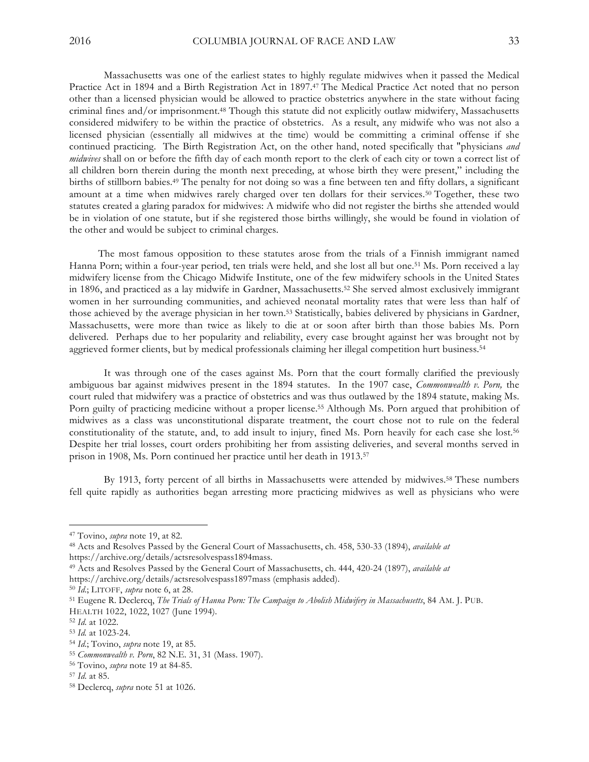Massachusetts was one of the earliest states to highly regulate midwives when it passed the Medical Practice Act in 1894 and a Birth Registration Act in 1897.[47] The Medical Practice Act noted that no person other than a licensed physician would be allowed to practice obstetrics anywhere in the state without facing criminal fines and/or imprisonment.[48] Though this statute did not explicitly outlaw midwifery, Massachusetts considered midwifery to be within the practice of obstetrics. As a result, any midwife who was not also a licensed physician (essentially all midwives at the time) would be committing a criminal offense if she continued practicing. The Birth Registration Act, on the other hand, noted specifically that "physicians *and midwives* shall on or before the fifth day of each month report to the clerk of each city or town a correct list of all children born therein during the month next preceding, at whose birth they were present," including the births of stillborn babies.[49] The penalty for not doing so was a fine between ten and fifty dollars, a significant amount at a time when midwives rarely charged over ten dollars for their services.[50] Together, these two statutes created a glaring paradox for midwives: A midwife who did not register the births she attended would be in violation of one statute, but if she registered those births willingly, she would be found in violation of the other and would be subject to criminal charges.

The most famous opposition to these statutes arose from the trials of a Finnish immigrant named Hanna Porn; within a four-year period, ten trials were held, and she lost all but one.[51] Ms. Porn received a lay midwifery license from the Chicago Midwife Institute, one of the few midwifery schools in the United States in 1896, and practiced as a lay midwife in Gardner, Massachusetts.[52] She served almost exclusively immigrant women in her surrounding communities, and achieved neonatal mortality rates that were less than half of those achieved by the average physician in her town.[53] Statistically, babies delivered by physicians in Gardner, Massachusetts, were more than twice as likely to die at or soon after birth than those babies Ms. Porn delivered. Perhaps due to her popularity and reliability, every case brought against her was brought not by aggrieved former clients, but by medical professionals claiming her illegal competition hurt business.[54]

It was through one of the cases against Ms. Porn that the court formally clarified the previously ambiguous bar against midwives present in the 1894 statutes. In the 1907 case, *Commonwealth v. Porn,* the court ruled that midwifery was a practice of obstetrics and was thus outlawed by the 1894 statute, making Ms. Porn guilty of practicing medicine without a proper license.[55] Although Ms. Porn argued that prohibition of midwives as a class was unconstitutional disparate treatment, the court chose not to rule on the federal constitutionality of the statute, and, to add insult to injury, fined Ms. Porn heavily for each case she lost.[56] Despite her trial losses, court orders prohibiting her from assisting deliveries, and several months served in prison in 1908, Ms. Porn continued her practice until her death in 1913.[57]

By 1913, forty percent of all births in Massachusetts were attended by midwives.[58] These numbers fell quite rapidly as authorities began arresting more practicing midwives as well as physicians who were

---

[47] Tovino, *supra* note 19, at 82.

[48] Acts and Resolves Passed by the General Court of Massachusetts, ch. 458, 530-33 (1894), *available at* https://archive.org/details/actsresolvespass1894mass.

[49] Acts and Resolves Passed by the General Court of Massachusetts, ch. 444, 420-24 (1897), *available at* https://archive.org/details/actsresolvespass1897mass (emphasis added).

[50] *Id.*; LITOFF, *supra* note 6, at 28.

[51] Eugene R. Declercq, *The Trials of Hanna Porn: The Campaign to Abolish Midwifery in Massachusetts*, 84 AM. J. PUB. HEALTH 1022, 1022, 1027 (June 1994).

[52] *Id.* at 1022.

[53] *Id.* at 1023-24.

[54] *Id.*; Tovino, *supra* note 19, at 85.

[55] *Commonwealth v. Porn*, 82 N.E. 31, 31 (Mass. 1907).

[56] Tovino, *supra* note 19 at 84-85.

[57] *Id.* at 85.

[58] Declercq, *supra* note 51 at 1026.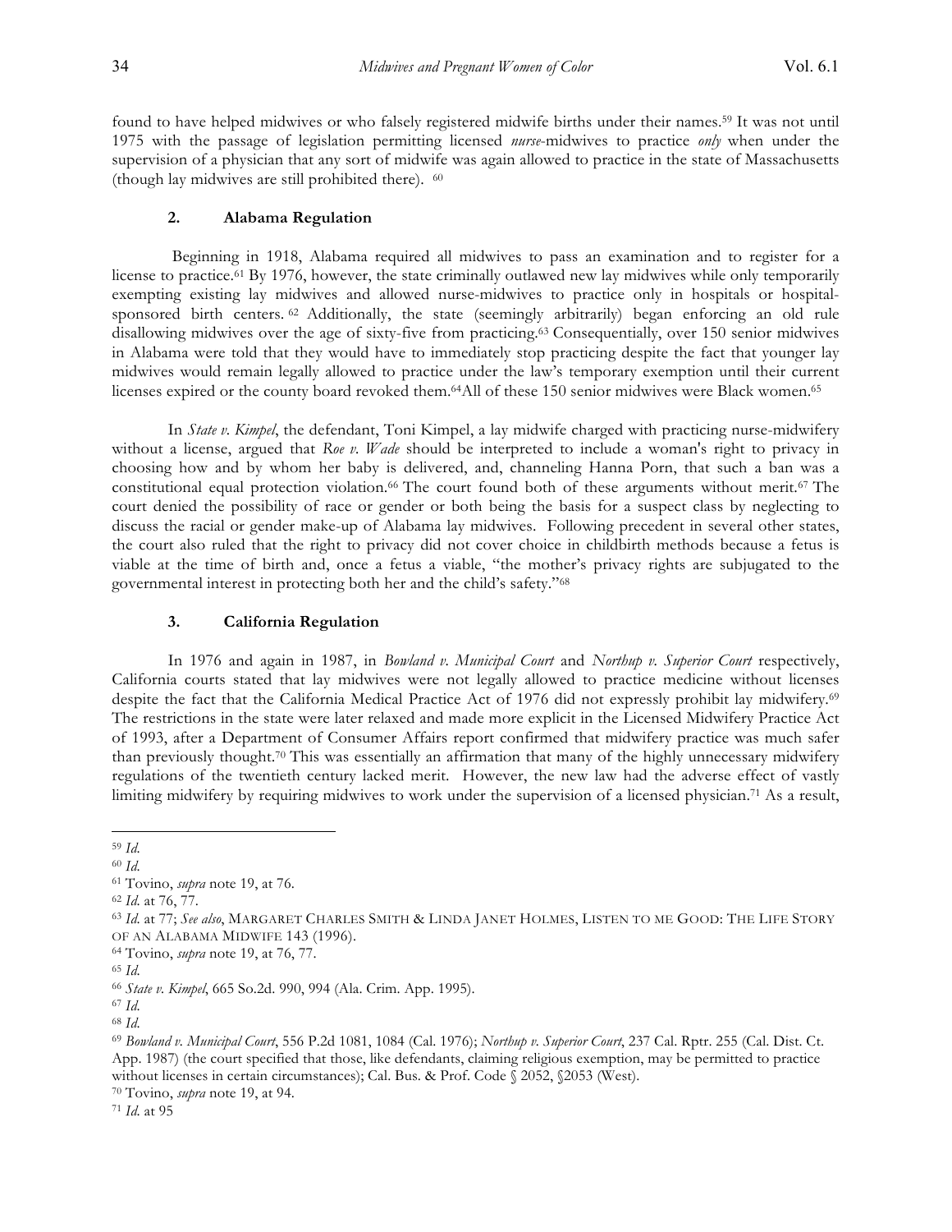found to have helped midwives or who falsely registered midwife births under their names.[59] It was not until 1975 with the passage of legislation permitting licensed *nurse*-midwives to practice *only* when under the supervision of a physician that any sort of midwife was again allowed to practice in the state of Massachusetts (though lay midwives are still prohibited there).[60]

### 2. Alabama Regulation

Beginning in 1918, Alabama required all midwives to pass an examination and to register for a license to practice.[61] By 1976, however, the state criminally outlawed new lay midwives while only temporarily exempting existing lay midwives and allowed nurse-midwives to practice only in hospitals or hospital-sponsored birth centers.[62] Additionally, the state (seemingly arbitrarily) began enforcing an old rule disallowing midwives over the age of sixty-five from practicing.[63] Consequentially, over 150 senior midwives in Alabama were told that they would have to immediately stop practicing despite the fact that younger lay midwives would remain legally allowed to practice under the law's temporary exemption until their current licenses expired or the county board revoked them.[64] All of these 150 senior midwives were Black women.[65]

In *State v. Kimpel*, the defendant, Toni Kimpel, a lay midwife charged with practicing nurse-midwifery without a license, argued that *Roe v. Wade* should be interpreted to include a woman's right to privacy in choosing how and by whom her baby is delivered, and, channeling Hanna Porn, that such a ban was a constitutional equal protection violation.[66] The court found both of these arguments without merit.[67] The court denied the possibility of race or gender or both being the basis for a suspect class by neglecting to discuss the racial or gender make-up of Alabama lay midwives. Following precedent in several other states, the court also ruled that the right to privacy did not cover choice in childbirth methods because a fetus is viable at the time of birth and, once a fetus a viable, "the mother's privacy rights are subjugated to the governmental interest in protecting both her and the child's safety."[68]

### 3. California Regulation

In 1976 and again in 1987, in *Bowland v. Municipal Court* and *Northup v. Superior Court* respectively, California courts stated that lay midwives were not legally allowed to practice medicine without licenses despite the fact that the California Medical Practice Act of 1976 did not expressly prohibit lay midwifery.[69] The restrictions in the state were later relaxed and made more explicit in the Licensed Midwifery Practice Act of 1993, after a Department of Consumer Affairs report confirmed that midwifery practice was much safer than previously thought.[70] This was essentially an affirmation that many of the highly unnecessary midwifery regulations of the twentieth century lacked merit. However, the new law had the adverse effect of vastly limiting midwifery by requiring midwives to work under the supervision of a licensed physician.[71] As a result,

---

[59] *Id.*
[60] *Id.*
[61] Tovino, *supra* note 19, at 76.
[62] *Id.* at 76, 77.
[63] *Id.* at 77; *See also*, MARGARET CHARLES SMITH & LINDA JANET HOLMES, LISTEN TO ME GOOD: THE LIFE STORY OF AN ALABAMA MIDWIFE 143 (1996).
[64] Tovino, *supra* note 19, at 76, 77.
[65] *Id.*
[66] *State v. Kimpel*, 665 So.2d. 990, 994 (Ala. Crim. App. 1995).
[67] *Id.*
[68] *Id.*
[69] *Bowland v. Municipal Court*, 556 P.2d 1081, 1084 (Cal. 1976); *Northup v. Superior Court*, 237 Cal. Rptr. 255 (Cal. Dist. Ct. App. 1987) (the court specified that those, like defendants, claiming religious exemption, may be permitted to practice without licenses in certain circumstances); Cal. Bus. & Prof. Code § 2052, §2053 (West).
[70] Tovino, *supra* note 19, at 94.
[71] *Id.* at 95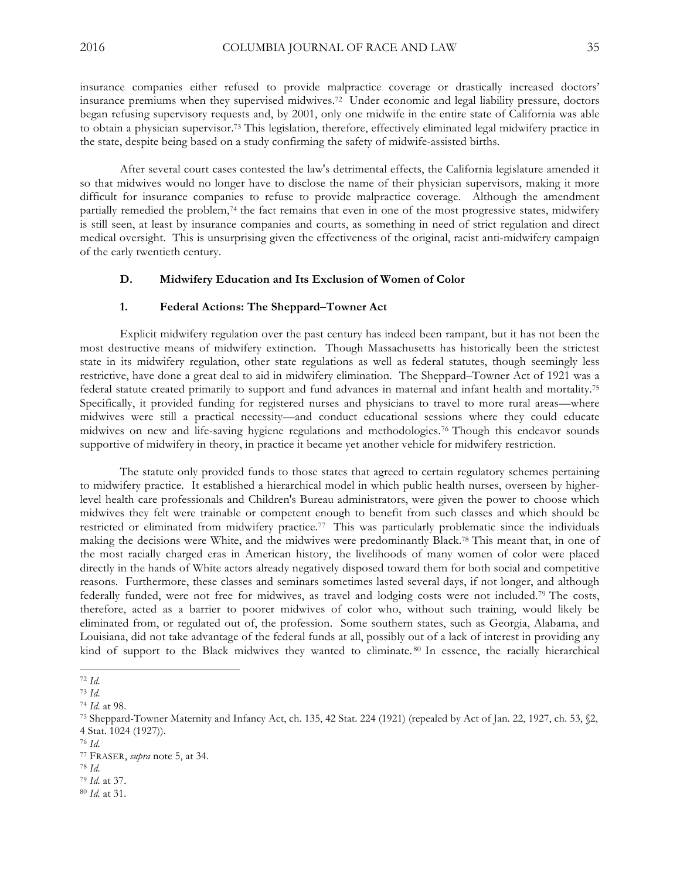insurance companies either refused to provide malpractice coverage or drastically increased doctors' insurance premiums when they supervised midwives.[72] Under economic and legal liability pressure, doctors began refusing supervisory requests and, by 2001, only one midwife in the entire state of California was able to obtain a physician supervisor.[73] This legislation, therefore, effectively eliminated legal midwifery practice in the state, despite being based on a study confirming the safety of midwife-assisted births.

After several court cases contested the law's detrimental effects, the California legislature amended it so that midwives would no longer have to disclose the name of their physician supervisors, making it more difficult for insurance companies to refuse to provide malpractice coverage. Although the amendment partially remedied the problem,[74] the fact remains that even in one of the most progressive states, midwifery is still seen, at least by insurance companies and courts, as something in need of strict regulation and direct medical oversight. This is unsurprising given the effectiveness of the original, racist anti-midwifery campaign of the early twentieth century.

### D. Midwifery Education and Its Exclusion of Women of Color

#### 1. Federal Actions: The Sheppard–Towner Act

Explicit midwifery regulation over the past century has indeed been rampant, but it has not been the most destructive means of midwifery extinction. Though Massachusetts has historically been the strictest state in its midwifery regulation, other state regulations as well as federal statutes, though seemingly less restrictive, have done a great deal to aid in midwifery elimination. The Sheppard–Towner Act of 1921 was a federal statute created primarily to support and fund advances in maternal and infant health and mortality.[75] Specifically, it provided funding for registered nurses and physicians to travel to more rural areas—where midwives were still a practical necessity—and conduct educational sessions where they could educate midwives on new and life-saving hygiene regulations and methodologies.[76] Though this endeavor sounds supportive of midwifery in theory, in practice it became yet another vehicle for midwifery restriction.

The statute only provided funds to those states that agreed to certain regulatory schemes pertaining to midwifery practice. It established a hierarchical model in which public health nurses, overseen by higher-level health care professionals and Children's Bureau administrators, were given the power to choose which midwives they felt were trainable or competent enough to benefit from such classes and which should be restricted or eliminated from midwifery practice.[77] This was particularly problematic since the individuals making the decisions were White, and the midwives were predominantly Black.[78] This meant that, in one of the most racially charged eras in American history, the livelihoods of many women of color were placed directly in the hands of White actors already negatively disposed toward them for both social and competitive reasons. Furthermore, these classes and seminars sometimes lasted several days, if not longer, and although federally funded, were not free for midwives, as travel and lodging costs were not included.[79] The costs, therefore, acted as a barrier to poorer midwives of color who, without such training, would likely be eliminated from, or regulated out of, the profession. Some southern states, such as Georgia, Alabama, and Louisiana, did not take advantage of the federal funds at all, possibly out of a lack of interest in providing any kind of support to the Black midwives they wanted to eliminate.[80] In essence, the racially hierarchical

---

[72] *Id.*

[73] *Id.*

[74] *Id.* at 98.

[75] Sheppard-Towner Maternity and Infancy Act, ch. 135, 42 Stat. 224 (1921) (repealed by Act of Jan. 22, 1927, ch. 53, §2, 4 Stat. 1024 (1927)).

[76] *Id.*

[77] FRASER, *supra* note 5, at 34.

[78] *Id.*

[79] *Id.* at 37.

[80] *Id.* at 31.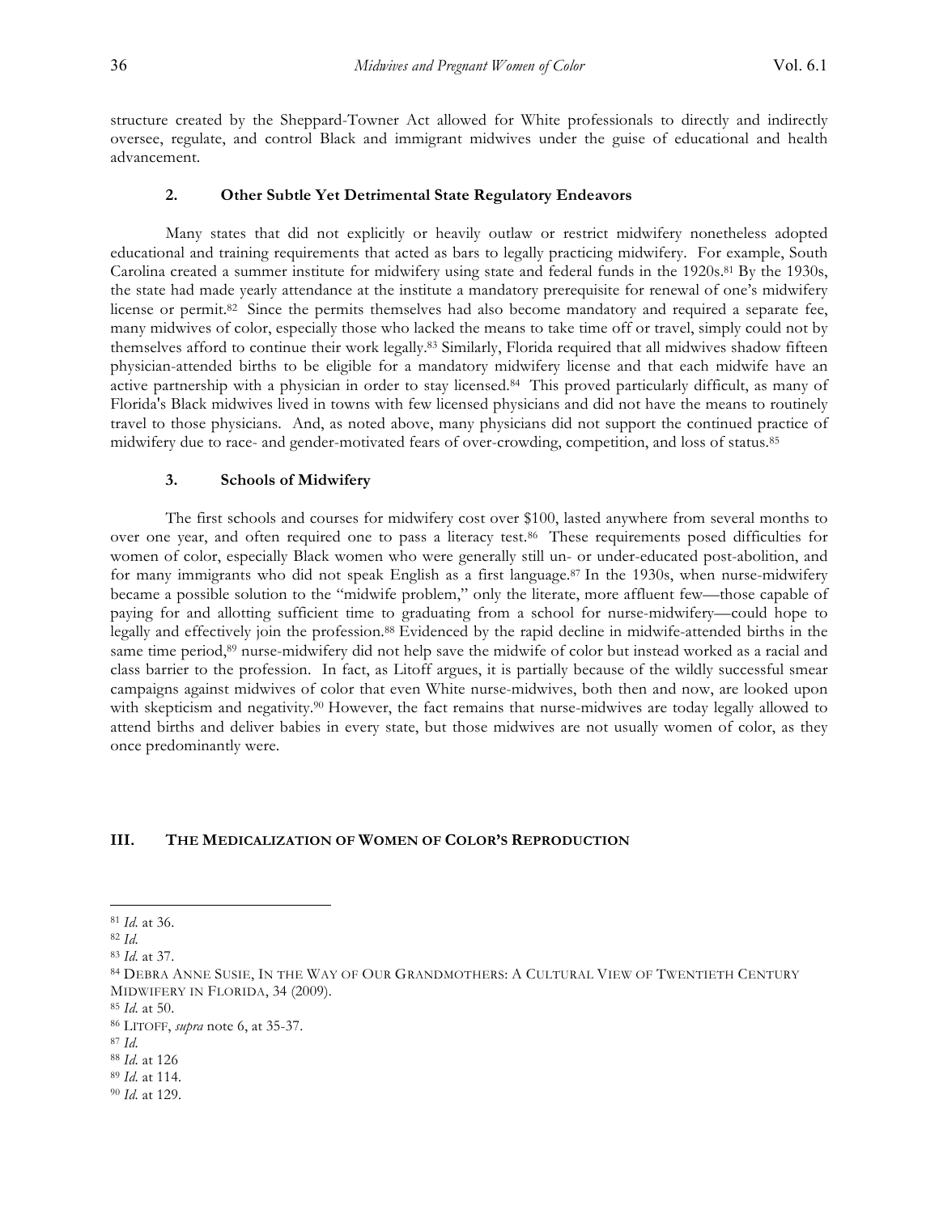structure created by the Sheppard-Towner Act allowed for White professionals to directly and indirectly oversee, regulate, and control Black and immigrant midwives under the guise of educational and health advancement.

#### 2. Other Subtle Yet Detrimental State Regulatory Endeavors

Many states that did not explicitly or heavily outlaw or restrict midwifery nonetheless adopted educational and training requirements that acted as bars to legally practicing midwifery. For example, South Carolina created a summer institute for midwifery using state and federal funds in the 1920s.[81] By the 1930s, the state had made yearly attendance at the institute a mandatory prerequisite for renewal of one's midwifery license or permit.[82] Since the permits themselves had also become mandatory and required a separate fee, many midwives of color, especially those who lacked the means to take time off or travel, simply could not by themselves afford to continue their work legally.[83] Similarly, Florida required that all midwives shadow fifteen physician-attended births to be eligible for a mandatory midwifery license and that each midwife have an active partnership with a physician in order to stay licensed.[84] This proved particularly difficult, as many of Florida's Black midwives lived in towns with few licensed physicians and did not have the means to routinely travel to those physicians. And, as noted above, many physicians did not support the continued practice of midwifery due to race- and gender-motivated fears of over-crowding, competition, and loss of status.[85]

#### 3. Schools of Midwifery

The first schools and courses for midwifery cost over $100, lasted anywhere from several months to over one year, and often required one to pass a literacy test.[86] These requirements posed difficulties for women of color, especially Black women who were generally still un- or under-educated post-abolition, and for many immigrants who did not speak English as a first language.[87] In the 1930s, when nurse-midwifery became a possible solution to the "midwife problem," only the literate, more affluent few—those capable of paying for and allotting sufficient time to graduating from a school for nurse-midwifery—could hope to legally and effectively join the profession.[88] Evidenced by the rapid decline in midwife-attended births in the same time period,[89] nurse-midwifery did not help save the midwife of color but instead worked as a racial and class barrier to the profession. In fact, as Litoff argues, it is partially because of the wildly successful smear campaigns against midwives of color that even White nurse-midwives, both then and now, are looked upon with skepticism and negativity.[90] However, the fact remains that nurse-midwives are today legally allowed to attend births and deliver babies in every state, but those midwives are not usually women of color, as they once predominantly were.

## III. The Medicalization of Women of Color's Reproduction

---

[81] *Id.* at 36.

[82] *Id.*

[83] *Id.* at 37.

[84] Debra Anne Susie, In the Way of Our Grandmothers: A Cultural View of Twentieth Century Midwifery in Florida, 34 (2009).

[85] *Id.* at 50.

[86] Litoff, *supra* note 6, at 35-37.

[87] *Id.*

[88] *Id.* at 126

[89] *Id.* at 114.

[90] *Id.* at 129.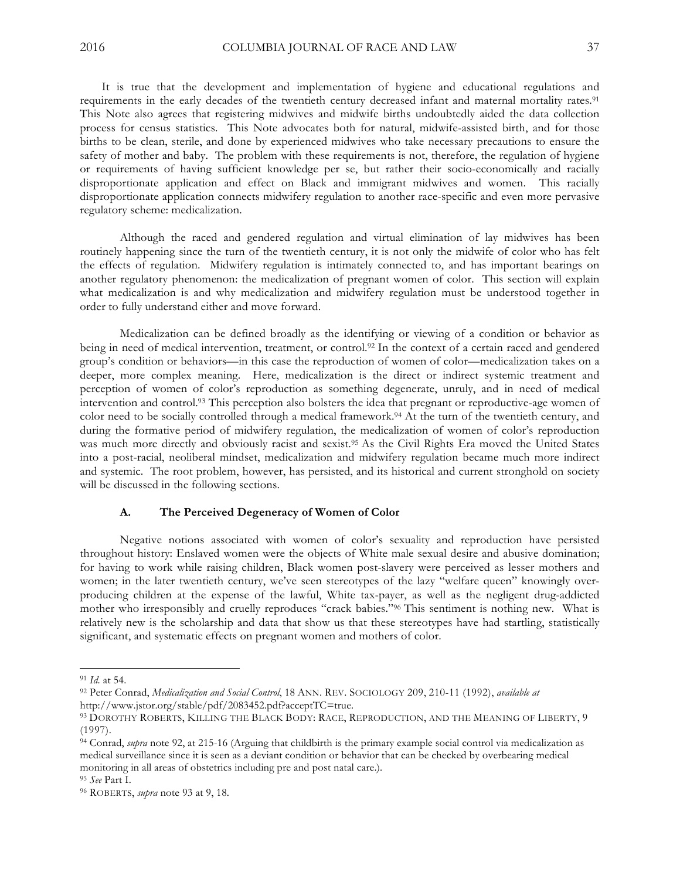It is true that the development and implementation of hygiene and educational regulations and requirements in the early decades of the twentieth century decreased infant and maternal mortality rates.[91] This Note also agrees that registering midwives and midwife births undoubtedly aided the data collection process for census statistics. This Note advocates both for natural, midwife-assisted birth, and for those births to be clean, sterile, and done by experienced midwives who take necessary precautions to ensure the safety of mother and baby. The problem with these requirements is not, therefore, the regulation of hygiene or requirements of having sufficient knowledge per se, but rather their socio-economically and racially disproportionate application and effect on Black and immigrant midwives and women. This racially disproportionate application connects midwifery regulation to another race-specific and even more pervasive regulatory scheme: medicalization.

Although the raced and gendered regulation and virtual elimination of lay midwives has been routinely happening since the turn of the twentieth century, it is not only the midwife of color who has felt the effects of regulation. Midwifery regulation is intimately connected to, and has important bearings on another regulatory phenomenon: the medicalization of pregnant women of color. This section will explain what medicalization is and why medicalization and midwifery regulation must be understood together in order to fully understand either and move forward.

Medicalization can be defined broadly as the identifying or viewing of a condition or behavior as being in need of medical intervention, treatment, or control.[92] In the context of a certain raced and gendered group's condition or behaviors—in this case the reproduction of women of color—medicalization takes on a deeper, more complex meaning. Here, medicalization is the direct or indirect systemic treatment and perception of women of color's reproduction as something degenerate, unruly, and in need of medical intervention and control.[93] This perception also bolsters the idea that pregnant or reproductive-age women of color need to be socially controlled through a medical framework.[94] At the turn of the twentieth century, and during the formative period of midwifery regulation, the medicalization of women of color's reproduction was much more directly and obviously racist and sexist.[95] As the Civil Rights Era moved the United States into a post-racial, neoliberal mindset, medicalization and midwifery regulation became much more indirect and systemic. The root problem, however, has persisted, and its historical and current stronghold on society will be discussed in the following sections.

### A. The Perceived Degeneracy of Women of Color

Negative notions associated with women of color's sexuality and reproduction have persisted throughout history: Enslaved women were the objects of White male sexual desire and abusive domination; for having to work while raising children, Black women post-slavery were perceived as lesser mothers and women; in the later twentieth century, we've seen stereotypes of the lazy "welfare queen" knowingly over-producing children at the expense of the lawful, White tax-payer, as well as the negligent drug-addicted mother who irresponsibly and cruelly reproduces "crack babies."[96] This sentiment is nothing new. What is relatively new is the scholarship and data that show us that these stereotypes have had startling, statistically significant, and systematic effects on pregnant women and mothers of color.

---

[91] *Id.* at 54.

[92] Peter Conrad, *Medicalization and Social Control*, 18 ANN. REV. SOCIOLOGY 209, 210-11 (1992), *available at* http://www.jstor.org/stable/pdf/2083452.pdf?acceptTC=true.

[93] DOROTHY ROBERTS, KILLING THE BLACK BODY: RACE, REPRODUCTION, AND THE MEANING OF LIBERTY, 9 (1997).

[94] Conrad, *supra* note 92, at 215-16 (Arguing that childbirth is the primary example social control via medicalization as medical surveillance since it is seen as a deviant condition or behavior that can be checked by overbearing medical monitoring in all areas of obstetrics including pre and post natal care.).

[95] *See* Part I.

[96] ROBERTS, *supra* note 93 at 9, 18.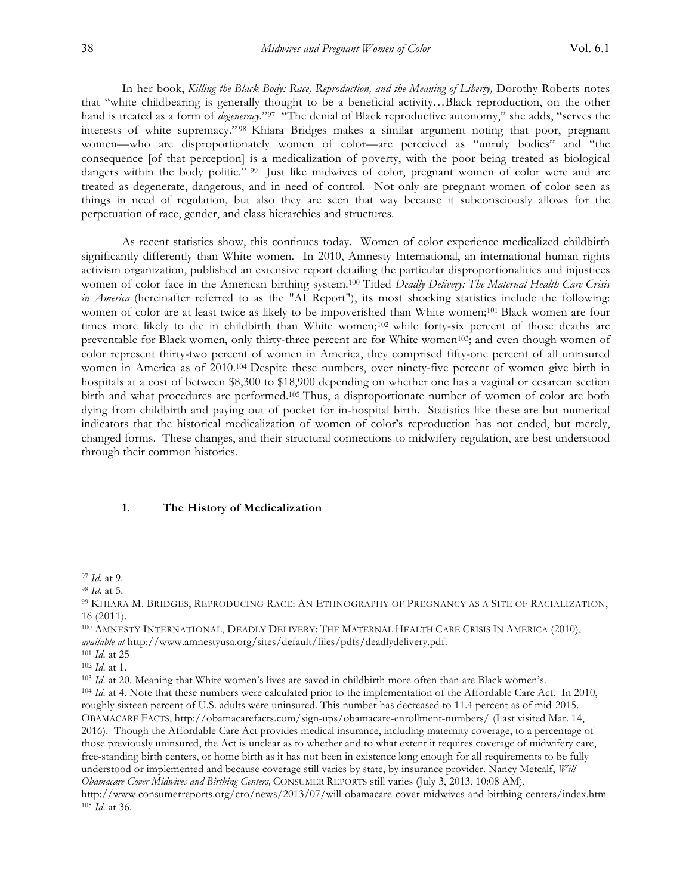In her book, *Killing the Black Body: Race, Reproduction, and the Meaning of Liberty,* Dorothy Roberts notes that "white childbearing is generally thought to be a beneficial activity…Black reproduction, on the other hand is treated as a form of *degeneracy*."[97] "The denial of Black reproductive autonomy," she adds, "serves the interests of white supremacy."[98] Khiara Bridges makes a similar argument noting that poor, pregnant women—who are disproportionately women of color—are perceived as "unruly bodies" and "the consequence [of that perception] is a medicalization of poverty, with the poor being treated as biological dangers within the body politic."[99] Just like midwives of color, pregnant women of color were and are treated as degenerate, dangerous, and in need of control. Not only are pregnant women of color seen as things in need of regulation, but also they are seen that way because it subconsciously allows for the perpetuation of race, gender, and class hierarchies and structures.

As recent statistics show, this continues today. Women of color experience medicalized childbirth significantly differently than White women. In 2010, Amnesty International, an international human rights activism organization, published an extensive report detailing the particular disproportionalities and injustices women of color face in the American birthing system.[100] Titled *Deadly Delivery: The Maternal Health Care Crisis in America* (hereinafter referred to as the "AI Report"), its most shocking statistics include the following: women of color are at least twice as likely to be impoverished than White women;[101] Black women are four times more likely to die in childbirth than White women;[102] while forty-six percent of those deaths are preventable for Black women, only thirty-three percent are for White women[103]; and even though women of color represent thirty-two percent of women in America, they comprised fifty-one percent of all uninsured women in America as of 2010.[104] Despite these numbers, over ninety-five percent of women give birth in hospitals at a cost of between $8,300 to $18,900 depending on whether one has a vaginal or cesarean section birth and what procedures are performed.[105] Thus, a disproportionate number of women of color are both dying from childbirth and paying out of pocket for in-hospital birth. Statistics like these are but numerical indicators that the historical medicalization of women of color's reproduction has not ended, but merely, changed forms. These changes, and their structural connections to midwifery regulation, are best understood through their common histories.

### 1. The History of Medicalization

---

[97] *Id.* at 9.

[98] *Id.* at 5.

[99] KHIARA M. BRIDGES, REPRODUCING RACE: AN ETHNOGRAPHY OF PREGNANCY AS A SITE OF RACIALIZATION, 16 (2011).

[100] AMNESTY INTERNATIONAL, DEADLY DELIVERY: THE MATERNAL HEALTH CARE CRISIS IN AMERICA (2010), *available at* http://www.amnestyusa.org/sites/default/files/pdfs/deadlydelivery.pdf.

[101] *Id.* at 25

[102] *Id.* at 1.

[103] *Id.* at 20. Meaning that White women's lives are saved in childbirth more often than are Black women's.

[104] *Id.* at 4. Note that these numbers were calculated prior to the implementation of the Affordable Care Act. In 2010, roughly sixteen percent of U.S. adults were uninsured. This number has decreased to 11.4 percent as of mid-2015. OBAMACARE FACTS, http://obamacarefacts.com/sign-ups/obamacare-enrollment-numbers/ (Last visited Mar. 14, 2016). Though the Affordable Care Act provides medical insurance, including maternity coverage, to a percentage of those previously uninsured, the Act is unclear as to whether and to what extent it requires coverage of midwifery care, free-standing birth centers, or home birth as it has not been in existence long enough for all requirements to be fully understood or implemented and because coverage still varies by state, by insurance provider. Nancy Metcalf, *Will Obamacare Cover Midwives and Birthing Centers,* CONSUMER REPORTS still varies (July 3, 2013, 10:08 AM), http://www.consumerreports.org/cro/news/2013/07/will-obamacare-cover-midwives-and-birthing-centers/index.htm

[105] *Id.* at 36.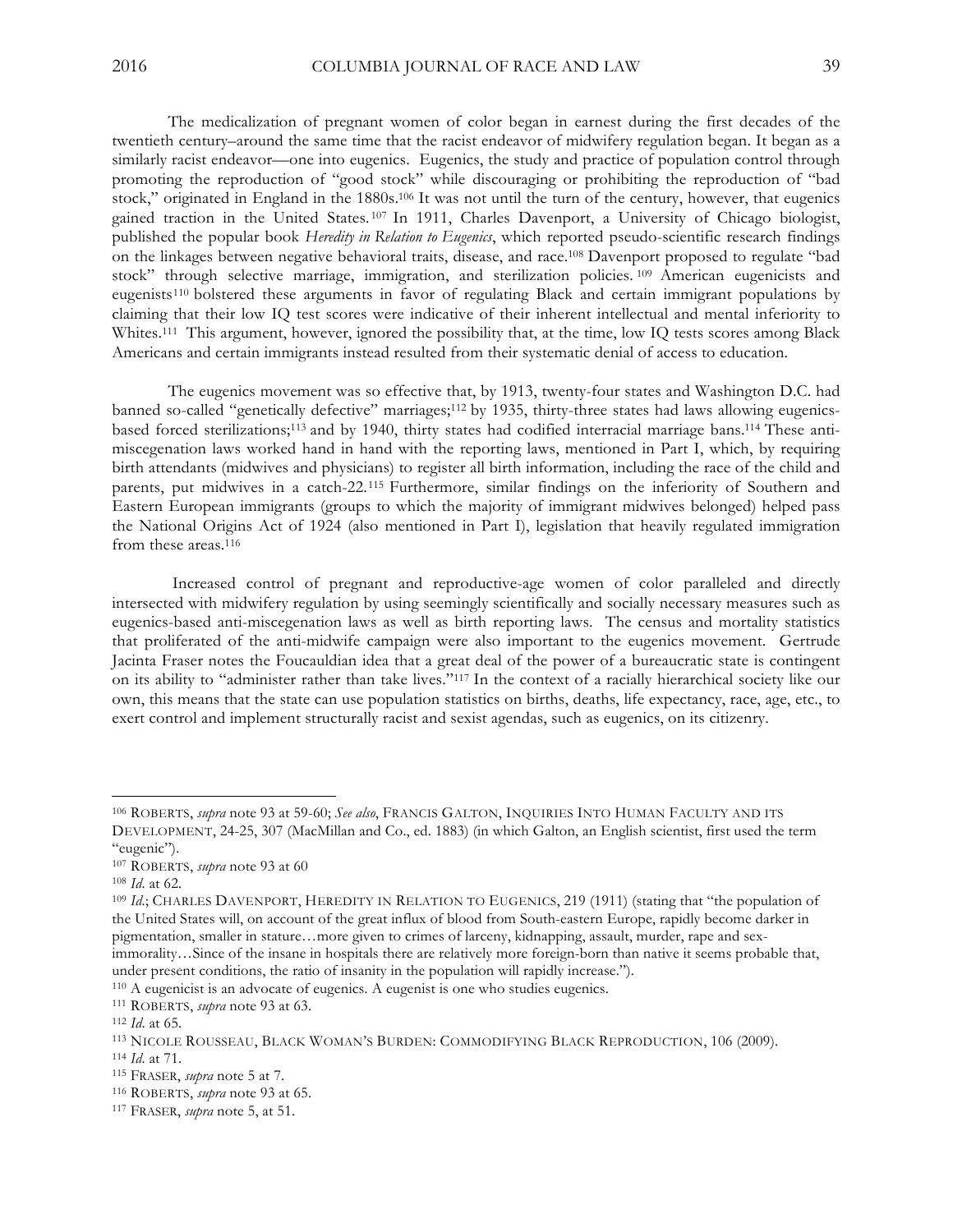The medicalization of pregnant women of color began in earnest during the first decades of the twentieth century–around the same time that the racist endeavor of midwifery regulation began. It began as a similarly racist endeavor—one into eugenics. Eugenics, the study and practice of population control through promoting the reproduction of "good stock" while discouraging or prohibiting the reproduction of "bad stock," originated in England in the 1880s.[106] It was not until the turn of the century, however, that eugenics gained traction in the United States.[107] In 1911, Charles Davenport, a University of Chicago biologist, published the popular book *Heredity in Relation to Eugenics*, which reported pseudo-scientific research findings on the linkages between negative behavioral traits, disease, and race.[108] Davenport proposed to regulate "bad stock" through selective marriage, immigration, and sterilization policies.[109] American eugenicists and eugenists[110] bolstered these arguments in favor of regulating Black and certain immigrant populations by claiming that their low IQ test scores were indicative of their inherent intellectual and mental inferiority to Whites.[111] This argument, however, ignored the possibility that, at the time, low IQ tests scores among Black Americans and certain immigrants instead resulted from their systematic denial of access to education.

The eugenics movement was so effective that, by 1913, twenty-four states and Washington D.C. had banned so-called "genetically defective" marriages;[112] by 1935, thirty-three states had laws allowing eugenics-based forced sterilizations;[113] and by 1940, thirty states had codified interracial marriage bans.[114] These anti-miscegenation laws worked hand in hand with the reporting laws, mentioned in Part I, which, by requiring birth attendants (midwives and physicians) to register all birth information, including the race of the child and parents, put midwives in a catch-22.[115] Furthermore, similar findings on the inferiority of Southern and Eastern European immigrants (groups to which the majority of immigrant midwives belonged) helped pass the National Origins Act of 1924 (also mentioned in Part I), legislation that heavily regulated immigration from these areas.[116]

Increased control of pregnant and reproductive-age women of color paralleled and directly intersected with midwifery regulation by using seemingly scientifically and socially necessary measures such as eugenics-based anti-miscegenation laws as well as birth reporting laws. The census and mortality statistics that proliferated of the anti-midwife campaign were also important to the eugenics movement. Gertrude Jacinta Fraser notes the Foucauldian idea that a great deal of the power of a bureaucratic state is contingent on its ability to "administer rather than take lives."[117] In the context of a racially hierarchical society like our own, this means that the state can use population statistics on births, deaths, life expectancy, race, age, etc., to exert control and implement structurally racist and sexist agendas, such as eugenics, on its citizenry.

---

[106] ROBERTS, *supra* note 93 at 59-60; *See also*, FRANCIS GALTON, INQUIRIES INTO HUMAN FACULTY AND ITS DEVELOPMENT, 24-25, 307 (MacMillan and Co., ed. 1883) (in which Galton, an English scientist, first used the term "eugenic").

[107] ROBERTS, *supra* note 93 at 60

[108] *Id.* at 62.

[109] *Id.*; CHARLES DAVENPORT, HEREDITY IN RELATION TO EUGENICS, 219 (1911) (stating that "the population of the United States will, on account of the great influx of blood from South-eastern Europe, rapidly become darker in pigmentation, smaller in stature…more given to crimes of larceny, kidnapping, assault, murder, rape and sex-immorality…Since of the insane in hospitals there are relatively more foreign-born than native it seems probable that, under present conditions, the ratio of insanity in the population will rapidly increase.").

[110] A eugenicist is an advocate of eugenics. A eugenist is one who studies eugenics.

[111] ROBERTS, *supra* note 93 at 63.

[112] *Id.* at 65.

[113] NICOLE ROUSSEAU, BLACK WOMAN'S BURDEN: COMMODIFYING BLACK REPRODUCTION, 106 (2009).

[114] *Id.* at 71.

[115] FRASER, *supra* note 5 at 7.

[116] ROBERTS, *supra* note 93 at 65.

[117] FRASER, *supra* note 5, at 51.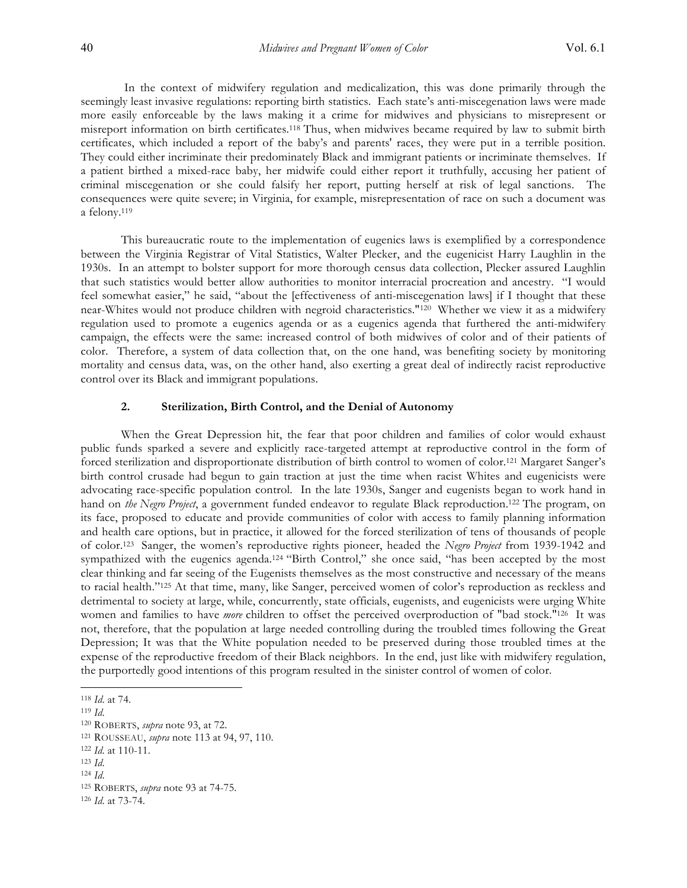In the context of midwifery regulation and medicalization, this was done primarily through the seemingly least invasive regulations: reporting birth statistics. Each state's anti-miscegenation laws were made more easily enforceable by the laws making it a crime for midwives and physicians to misrepresent or misreport information on birth certificates.[118] Thus, when midwives became required by law to submit birth certificates, which included a report of the baby's and parents' races, they were put in a terrible position. They could either incriminate their predominately Black and immigrant patients or incriminate themselves. If a patient birthed a mixed-race baby, her midwife could either report it truthfully, accusing her patient of criminal miscegenation or she could falsify her report, putting herself at risk of legal sanctions. The consequences were quite severe; in Virginia, for example, misrepresentation of race on such a document was a felony.[119]

This bureaucratic route to the implementation of eugenics laws is exemplified by a correspondence between the Virginia Registrar of Vital Statistics, Walter Plecker, and the eugenicist Harry Laughlin in the 1930s. In an attempt to bolster support for more thorough census data collection, Plecker assured Laughlin that such statistics would better allow authorities to monitor interracial procreation and ancestry. "I would feel somewhat easier," he said, "about the [effectiveness of anti-miscegenation laws] if I thought that these near-Whites would not produce children with negroid characteristics."[120] Whether we view it as a midwifery regulation used to promote a eugenics agenda or as a eugenics agenda that furthered the anti-midwifery campaign, the effects were the same: increased control of both midwives of color and of their patients of color. Therefore, a system of data collection that, on the one hand, was benefiting society by monitoring mortality and census data, was, on the other hand, also exerting a great deal of indirectly racist reproductive control over its Black and immigrant populations.

### 2. Sterilization, Birth Control, and the Denial of Autonomy

When the Great Depression hit, the fear that poor children and families of color would exhaust public funds sparked a severe and explicitly race-targeted attempt at reproductive control in the form of forced sterilization and disproportionate distribution of birth control to women of color.[121] Margaret Sanger's birth control crusade had begun to gain traction at just the time when racist Whites and eugenicists were advocating race-specific population control. In the late 1930s, Sanger and eugenists began to work hand in hand on *the Negro Project*, a government funded endeavor to regulate Black reproduction.[122] The program, on its face, proposed to educate and provide communities of color with access to family planning information and health care options, but in practice, it allowed for the forced sterilization of tens of thousands of people of color.[123] Sanger, the women's reproductive rights pioneer, headed the *Negro Project* from 1939-1942 and sympathized with the eugenics agenda.[124] "Birth Control," she once said, "has been accepted by the most clear thinking and far seeing of the Eugenists themselves as the most constructive and necessary of the means to racial health."[125] At that time, many, like Sanger, perceived women of color's reproduction as reckless and detrimental to society at large, while, concurrently, state officials, eugenists, and eugenicists were urging White women and families to have *more* children to offset the perceived overproduction of "bad stock."[126] It was not, therefore, that the population at large needed controlling during the troubled times following the Great Depression; It was that the White population needed to be preserved during those troubled times at the expense of the reproductive freedom of their Black neighbors. In the end, just like with midwifery regulation, the purportedly good intentions of this program resulted in the sinister control of women of color.

---

[118] *Id.* at 74.

[119] *Id.*

[120] ROBERTS, *supra* note 93, at 72.

[121] ROUSSEAU, *supra* note 113 at 94, 97, 110.

[122] *Id.* at 110-11.

[123] *Id.*

[124] *Id.*

[125] ROBERTS, *supra* note 93 at 74-75.

[126] *Id.* at 73-74.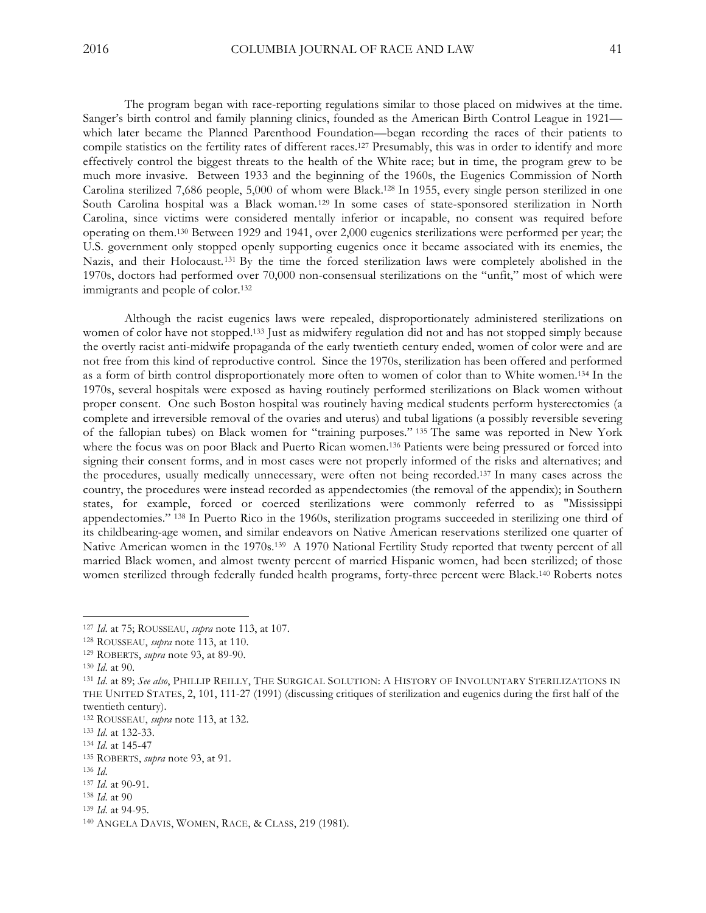The program began with race-reporting regulations similar to those placed on midwives at the time. Sanger's birth control and family planning clinics, founded as the American Birth Control League in 1921—which later became the Planned Parenthood Foundation—began recording the races of their patients to compile statistics on the fertility rates of different races.[127] Presumably, this was in order to identify and more effectively control the biggest threats to the health of the White race; but in time, the program grew to be much more invasive. Between 1933 and the beginning of the 1960s, the Eugenics Commission of North Carolina sterilized 7,686 people, 5,000 of whom were Black.[128] In 1955, every single person sterilized in one South Carolina hospital was a Black woman.[129] In some cases of state-sponsored sterilization in North Carolina, since victims were considered mentally inferior or incapable, no consent was required before operating on them.[130] Between 1929 and 1941, over 2,000 eugenics sterilizations were performed per year; the U.S. government only stopped openly supporting eugenics once it became associated with its enemies, the Nazis, and their Holocaust.[131] By the time the forced sterilization laws were completely abolished in the 1970s, doctors had performed over 70,000 non-consensual sterilizations on the "unfit," most of which were immigrants and people of color.[132]

Although the racist eugenics laws were repealed, disproportionately administered sterilizations on women of color have not stopped.[133] Just as midwifery regulation did not and has not stopped simply because the overtly racist anti-midwife propaganda of the early twentieth century ended, women of color were and are not free from this kind of reproductive control. Since the 1970s, sterilization has been offered and performed as a form of birth control disproportionately more often to women of color than to White women.[134] In the 1970s, several hospitals were exposed as having routinely performed sterilizations on Black women without proper consent. One such Boston hospital was routinely having medical students perform hysterectomies (a complete and irreversible removal of the ovaries and uterus) and tubal ligations (a possibly reversible severing of the fallopian tubes) on Black women for "training purposes." [135] The same was reported in New York where the focus was on poor Black and Puerto Rican women.[136] Patients were being pressured or forced into signing their consent forms, and in most cases were not properly informed of the risks and alternatives; and the procedures, usually medically unnecessary, were often not being recorded.[137] In many cases across the country, the procedures were instead recorded as appendectomies (the removal of the appendix); in Southern states, for example, forced or coerced sterilizations were commonly referred to as "Mississippi appendectomies." [138] In Puerto Rico in the 1960s, sterilization programs succeeded in sterilizing one third of its childbearing-age women, and similar endeavors on Native American reservations sterilized one quarter of Native American women in the 1970s.[139] A 1970 National Fertility Study reported that twenty percent of all married Black women, and almost twenty percent of married Hispanic women, had been sterilized; of those women sterilized through federally funded health programs, forty-three percent were Black.[140] Roberts notes

---

[127] *Id.* at 75; ROUSSEAU, *supra* note 113, at 107.

[128] ROUSSEAU, *supra* note 113, at 110.

[129] ROBERTS, *supra* note 93, at 89-90.

[130] *Id.* at 90.

[131] *Id.* at 89; *See also*, PHILLIP REILLY, THE SURGICAL SOLUTION: A HISTORY OF INVOLUNTARY STERILIZATIONS IN THE UNITED STATES, 2, 101, 111-27 (1991) (discussing critiques of sterilization and eugenics during the first half of the twentieth century).

[132] ROUSSEAU, *supra* note 113, at 132.

[133] *Id.* at 132-33.

[134] *Id.* at 145-47

[135] ROBERTS, *supra* note 93, at 91.

[136] *Id.*

[137] *Id.* at 90-91.

[138] *Id.* at 90

[139] *Id.* at 94-95.

[140] ANGELA DAVIS, WOMEN, RACE, & CLASS, 219 (1981).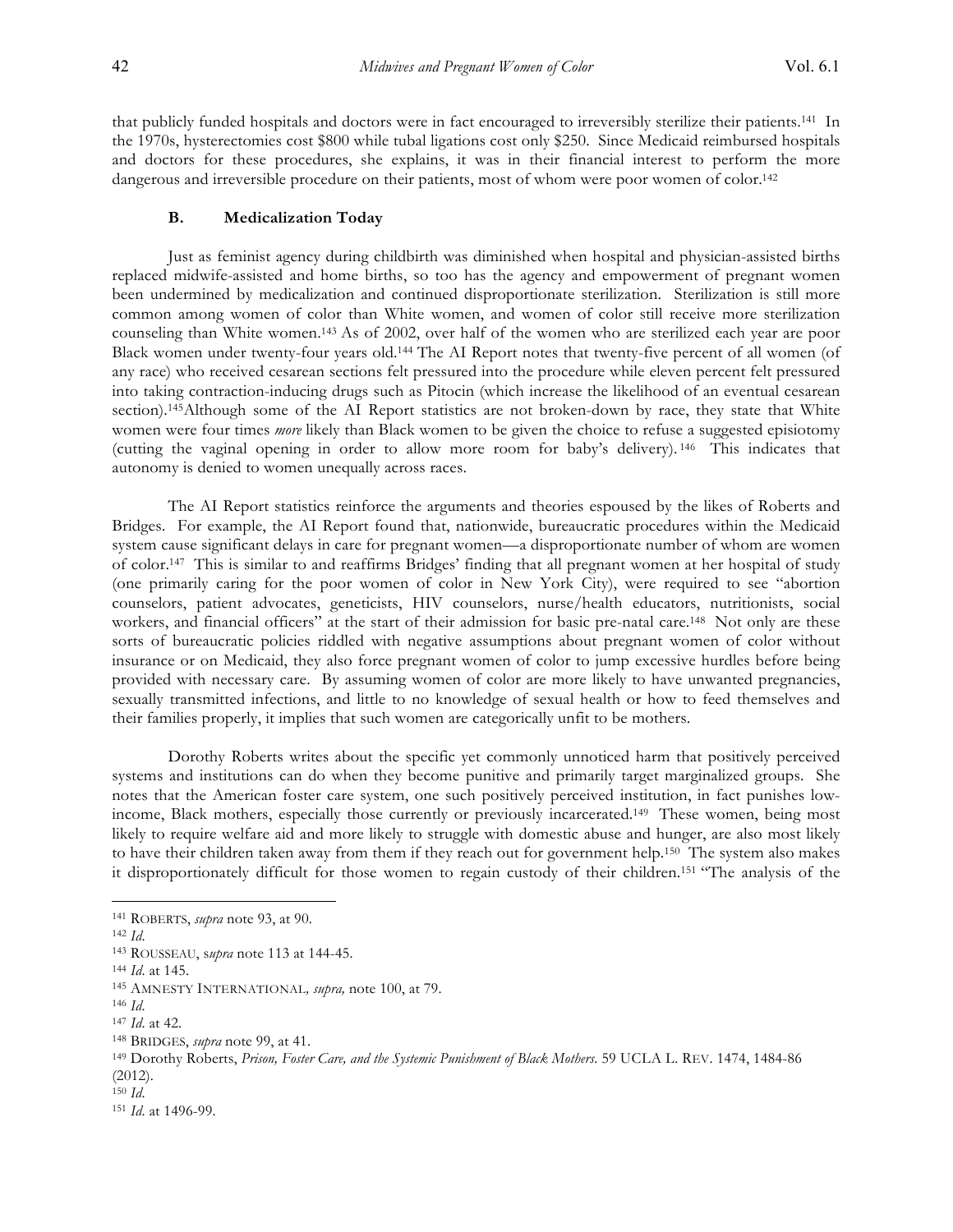that publicly funded hospitals and doctors were in fact encouraged to irreversibly sterilize their patients.[141] In the 1970s, hysterectomies cost $800 while tubal ligations cost only $250. Since Medicaid reimbursed hospitals and doctors for these procedures, she explains, it was in their financial interest to perform the more dangerous and irreversible procedure on their patients, most of whom were poor women of color.[142]

### B. Medicalization Today

Just as feminist agency during childbirth was diminished when hospital and physician-assisted births replaced midwife-assisted and home births, so too has the agency and empowerment of pregnant women been undermined by medicalization and continued disproportionate sterilization. Sterilization is still more common among women of color than White women, and women of color still receive more sterilization counseling than White women.[143] As of 2002, over half of the women who are sterilized each year are poor Black women under twenty-four years old.[144] The AI Report notes that twenty-five percent of all women (of any race) who received cesarean sections felt pressured into the procedure while eleven percent felt pressured into taking contraction-inducing drugs such as Pitocin (which increase the likelihood of an eventual cesarean section).[145] Although some of the AI Report statistics are not broken-down by race, they state that White women were four times *more* likely than Black women to be given the choice to refuse a suggested episiotomy (cutting the vaginal opening in order to allow more room for baby's delivery).[146] This indicates that autonomy is denied to women unequally across races.

The AI Report statistics reinforce the arguments and theories espoused by the likes of Roberts and Bridges. For example, the AI Report found that, nationwide, bureaucratic procedures within the Medicaid system cause significant delays in care for pregnant women—a disproportionate number of whom are women of color.[147] This is similar to and reaffirms Bridges' finding that all pregnant women at her hospital of study (one primarily caring for the poor women of color in New York City), were required to see "abortion counselors, patient advocates, geneticists, HIV counselors, nurse/health educators, nutritionists, social workers, and financial officers" at the start of their admission for basic pre-natal care.[148] Not only are these sorts of bureaucratic policies riddled with negative assumptions about pregnant women of color without insurance or on Medicaid, they also force pregnant women of color to jump excessive hurdles before being provided with necessary care. By assuming women of color are more likely to have unwanted pregnancies, sexually transmitted infections, and little to no knowledge of sexual health or how to feed themselves and their families properly, it implies that such women are categorically unfit to be mothers.

Dorothy Roberts writes about the specific yet commonly unnoticed harm that positively perceived systems and institutions can do when they become punitive and primarily target marginalized groups. She notes that the American foster care system, one such positively perceived institution, in fact punishes low-income, Black mothers, especially those currently or previously incarcerated.[149] These women, being most likely to require welfare aid and more likely to struggle with domestic abuse and hunger, are also most likely to have their children taken away from them if they reach out for government help.[150] The system also makes it disproportionately difficult for those women to regain custody of their children.[151] "The analysis of the

---

[141] ROBERTS, *supra* note 93, at 90.

[142] *Id.*

[143] ROUSSEAU, s*upra* note 113 at 144-45.

[144] *Id.* at 145.

[145] AMNESTY INTERNATIONAL*, supra,* note 100, at 79.

[146] *Id.*

[147] *Id.* at 42.

[148] BRIDGES, *supra* note 99, at 41.

[149] Dorothy Roberts, *Prison, Foster Care, and the Systemic Punishment of Black Mothers.* 59 UCLA L. REV. 1474, 1484-86 (2012).

[150] *Id.*

[151] *Id.* at 1496-99.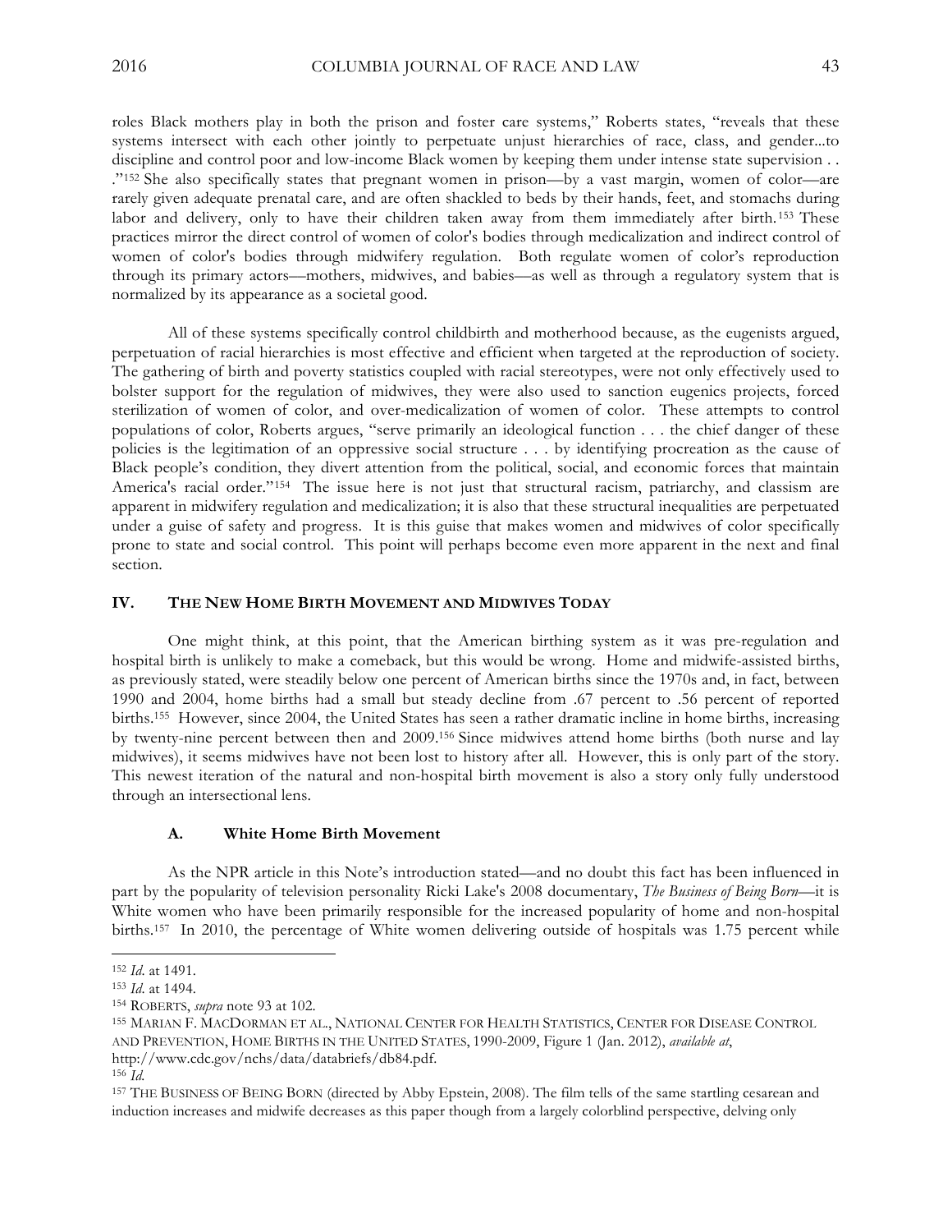roles Black mothers play in both the prison and foster care systems," Roberts states, "reveals that these systems intersect with each other jointly to perpetuate unjust hierarchies of race, class, and gender...to discipline and control poor and low-income Black women by keeping them under intense state supervision . . ."[152] She also specifically states that pregnant women in prison—by a vast margin, women of color—are rarely given adequate prenatal care, and are often shackled to beds by their hands, feet, and stomachs during labor and delivery, only to have their children taken away from them immediately after birth.[153] These practices mirror the direct control of women of color's bodies through medicalization and indirect control of women of color's bodies through midwifery regulation. Both regulate women of color's reproduction through its primary actors—mothers, midwives, and babies—as well as through a regulatory system that is normalized by its appearance as a societal good.

All of these systems specifically control childbirth and motherhood because, as the eugenists argued, perpetuation of racial hierarchies is most effective and efficient when targeted at the reproduction of society. The gathering of birth and poverty statistics coupled with racial stereotypes, were not only effectively used to bolster support for the regulation of midwives, they were also used to sanction eugenics projects, forced sterilization of women of color, and over-medicalization of women of color. These attempts to control populations of color, Roberts argues, "serve primarily an ideological function . . . the chief danger of these policies is the legitimation of an oppressive social structure . . . by identifying procreation as the cause of Black people's condition, they divert attention from the political, social, and economic forces that maintain America's racial order."[154] The issue here is not just that structural racism, patriarchy, and classism are apparent in midwifery regulation and medicalization; it is also that these structural inequalities are perpetuated under a guise of safety and progress. It is this guise that makes women and midwives of color specifically prone to state and social control. This point will perhaps become even more apparent in the next and final section.

## IV. The New Home Birth Movement and Midwives Today

One might think, at this point, that the American birthing system as it was pre-regulation and hospital birth is unlikely to make a comeback, but this would be wrong. Home and midwife-assisted births, as previously stated, were steadily below one percent of American births since the 1970s and, in fact, between 1990 and 2004, home births had a small but steady decline from .67 percent to .56 percent of reported births.[155] However, since 2004, the United States has seen a rather dramatic incline in home births, increasing by twenty-nine percent between then and 2009.[156] Since midwives attend home births (both nurse and lay midwives), it seems midwives have not been lost to history after all. However, this is only part of the story. This newest iteration of the natural and non-hospital birth movement is also a story only fully understood through an intersectional lens.

### A. White Home Birth Movement

As the NPR article in this Note's introduction stated—and no doubt this fact has been influenced in part by the popularity of television personality Ricki Lake's 2008 documentary, *The Business of Being Born*—it is White women who have been primarily responsible for the increased popularity of home and non-hospital births.[157] In 2010, the percentage of White women delivering outside of hospitals was 1.75 percent while

---

[152] *Id.* at 1491.

[153] *Id.* at 1494.

[154] ROBERTS, *supra* note 93 at 102.

[155] MARIAN F. MACDORMAN ET AL., NATIONAL CENTER FOR HEALTH STATISTICS, CENTER FOR DISEASE CONTROL AND PREVENTION, HOME BIRTHS IN THE UNITED STATES, 1990-2009, Figure 1 (Jan. 2012), *available at*, http://www.cdc.gov/nchs/data/databriefs/db84.pdf.

[156] *Id.*

[157] THE BUSINESS OF BEING BORN (directed by Abby Epstein, 2008). The film tells of the same startling cesarean and induction increases and midwife decreases as this paper though from a largely colorblind perspective, delving only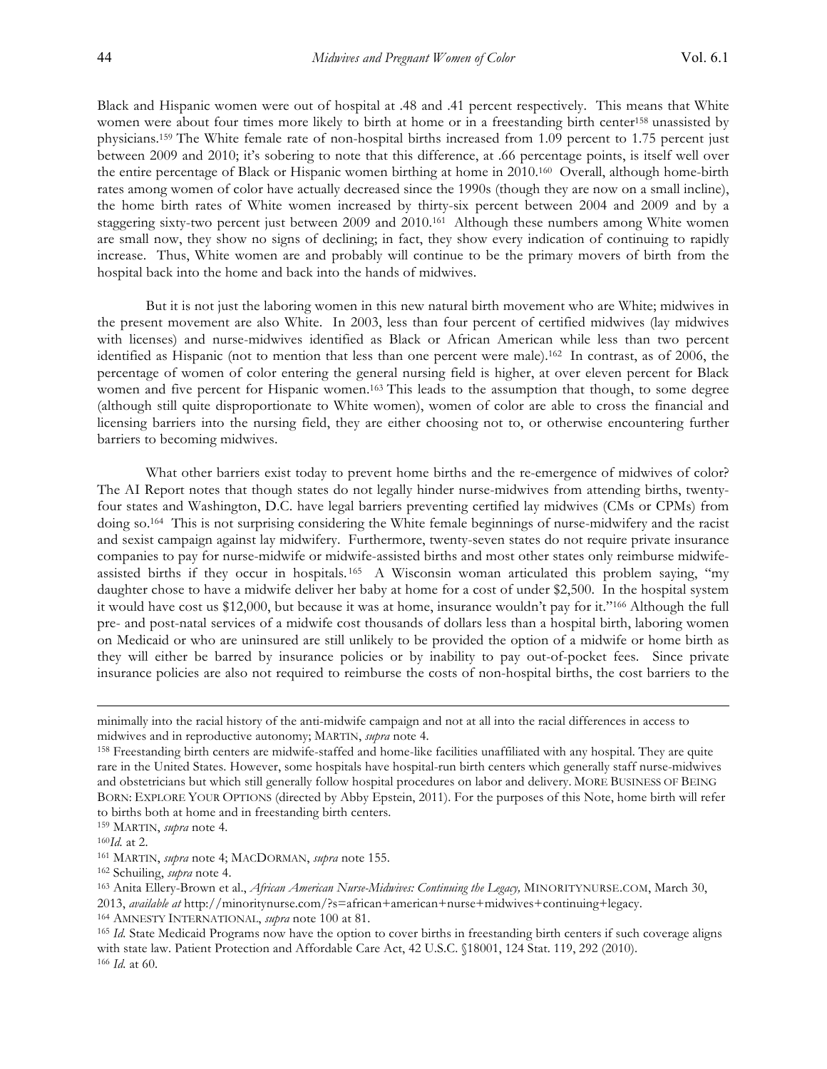Black and Hispanic women were out of hospital at .48 and .41 percent respectively. This means that White women were about four times more likely to birth at home or in a freestanding birth center[158] unassisted by physicians.[159] The White female rate of non-hospital births increased from 1.09 percent to 1.75 percent just between 2009 and 2010; it's sobering to note that this difference, at .66 percentage points, is itself well over the entire percentage of Black or Hispanic women birthing at home in 2010.[160] Overall, although home-birth rates among women of color have actually decreased since the 1990s (though they are now on a small incline), the home birth rates of White women increased by thirty-six percent between 2004 and 2009 and by a staggering sixty-two percent just between 2009 and 2010.[161] Although these numbers among White women are small now, they show no signs of declining; in fact, they show every indication of continuing to rapidly increase. Thus, White women are and probably will continue to be the primary movers of birth from the hospital back into the home and back into the hands of midwives.

But it is not just the laboring women in this new natural birth movement who are White; midwives in the present movement are also White. In 2003, less than four percent of certified midwives (lay midwives with licenses) and nurse-midwives identified as Black or African American while less than two percent identified as Hispanic (not to mention that less than one percent were male).[162] In contrast, as of 2006, the percentage of women of color entering the general nursing field is higher, at over eleven percent for Black women and five percent for Hispanic women.[163] This leads to the assumption that though, to some degree (although still quite disproportionate to White women), women of color are able to cross the financial and licensing barriers into the nursing field, they are either choosing not to, or otherwise encountering further barriers to becoming midwives.

What other barriers exist today to prevent home births and the re-emergence of midwives of color? The AI Report notes that though states do not legally hinder nurse-midwives from attending births, twenty-four states and Washington, D.C. have legal barriers preventing certified lay midwives (CMs or CPMs) from doing so.[164] This is not surprising considering the White female beginnings of nurse-midwifery and the racist and sexist campaign against lay midwifery. Furthermore, twenty-seven states do not require private insurance companies to pay for nurse-midwife or midwife-assisted births and most other states only reimburse midwife-assisted births if they occur in hospitals.[165] A Wisconsin woman articulated this problem saying, "my daughter chose to have a midwife deliver her baby at home for a cost of under $2,500. In the hospital system it would have cost us $12,000, but because it was at home, insurance wouldn't pay for it."[166] Although the full pre- and post-natal services of a midwife cost thousands of dollars less than a hospital birth, laboring women on Medicaid or who are uninsured are still unlikely to be provided the option of a midwife or home birth as they will either be barred by insurance policies or by inability to pay out-of-pocket fees. Since private insurance policies are also not required to reimburse the costs of non-hospital births, the cost barriers to the

---

minimally into the racial history of the anti-midwife campaign and not at all into the racial differences in access to midwives and in reproductive autonomy; MARTIN, *supra* note 4.

[158] Freestanding birth centers are midwife-staffed and home-like facilities unaffiliated with any hospital. They are quite rare in the United States. However, some hospitals have hospital-run birth centers which generally staff nurse-midwives and obstetricians but which still generally follow hospital procedures on labor and delivery. MORE BUSINESS OF BEING BORN: EXPLORE YOUR OPTIONS (directed by Abby Epstein, 2011). For the purposes of this Note, home birth will refer to births both at home and in freestanding birth centers.

[159] MARTIN, *supra* note 4.

[160] *Id.* at 2.

[161] MARTIN, *supra* note 4; MACDORMAN, *supra* note 155.

[162] Schuiling, *supra* note 4.

[163] Anita Ellery-Brown et al., *African American Nurse-Midwives: Continuing the Legacy,* MINORITYNURSE.COM, March 30, 2013, *available at* http://minoritynurse.com/?s=african+american+nurse+midwives+continuing+legacy.

[164] AMNESTY INTERNATIONAL, *supra* note 100 at 81.

[165] *Id.* State Medicaid Programs now have the option to cover births in freestanding birth centers if such coverage aligns with state law. Patient Protection and Affordable Care Act, 42 U.S.C. §18001, 124 Stat. 119, 292 (2010).

[166] *Id.* at 60.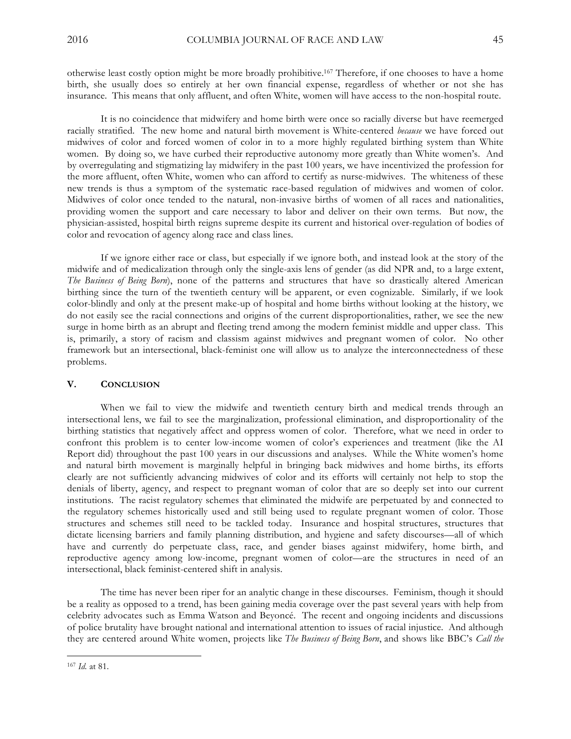otherwise least costly option might be more broadly prohibitive.[167] Therefore, if one chooses to have a home birth, she usually does so entirely at her own financial expense, regardless of whether or not she has insurance. This means that only affluent, and often White, women will have access to the non-hospital route.

It is no coincidence that midwifery and home birth were once so racially diverse but have reemerged racially stratified. The new home and natural birth movement is White-centered *because* we have forced out midwives of color and forced women of color in to a more highly regulated birthing system than White women. By doing so, we have curbed their reproductive autonomy more greatly than White women's. And by overregulating and stigmatizing lay midwifery in the past 100 years, we have incentivized the profession for the more affluent, often White, women who can afford to certify as nurse-midwives. The whiteness of these new trends is thus a symptom of the systematic race-based regulation of midwives and women of color. Midwives of color once tended to the natural, non-invasive births of women of all races and nationalities, providing women the support and care necessary to labor and deliver on their own terms. But now, the physician-assisted, hospital birth reigns supreme despite its current and historical over-regulation of bodies of color and revocation of agency along race and class lines.

If we ignore either race or class, but especially if we ignore both, and instead look at the story of the midwife and of medicalization through only the single-axis lens of gender (as did NPR and, to a large extent, *The Business of Being Born*), none of the patterns and structures that have so drastically altered American birthing since the turn of the twentieth century will be apparent, or even cognizable. Similarly, if we look color-blindly and only at the present make-up of hospital and home births without looking at the history, we do not easily see the racial connections and origins of the current disproportionalities, rather, we see the new surge in home birth as an abrupt and fleeting trend among the modern feminist middle and upper class. This is, primarily, a story of racism and classism against midwives and pregnant women of color. No other framework but an intersectional, black-feminist one will allow us to analyze the interconnectedness of these problems.

## V. CONCLUSION

When we fail to view the midwife and twentieth century birth and medical trends through an intersectional lens, we fail to see the marginalization, professional elimination, and disproportionality of the birthing statistics that negatively affect and oppress women of color. Therefore, what we need in order to confront this problem is to center low-income women of color's experiences and treatment (like the AI Report did) throughout the past 100 years in our discussions and analyses. While the White women's home and natural birth movement is marginally helpful in bringing back midwives and home births, its efforts clearly are not sufficiently advancing midwives of color and its efforts will certainly not help to stop the denials of liberty, agency, and respect to pregnant woman of color that are so deeply set into our current institutions. The racist regulatory schemes that eliminated the midwife are perpetuated by and connected to the regulatory schemes historically used and still being used to regulate pregnant women of color. Those structures and schemes still need to be tackled today. Insurance and hospital structures, structures that dictate licensing barriers and family planning distribution, and hygiene and safety discourses—all of which have and currently do perpetuate class, race, and gender biases against midwifery, home birth, and reproductive agency among low-income, pregnant women of color—are the structures in need of an intersectional, black feminist-centered shift in analysis.

The time has never been riper for an analytic change in these discourses. Feminism, though it should be a reality as opposed to a trend, has been gaining media coverage over the past several years with help from celebrity advocates such as Emma Watson and Beyoncé. The recent and ongoing incidents and discussions of police brutality have brought national and international attention to issues of racial injustice. And although they are centered around White women, projects like *The Business of Being Born*, and shows like BBC's *Call the*

---

[167] *Id.* at 81.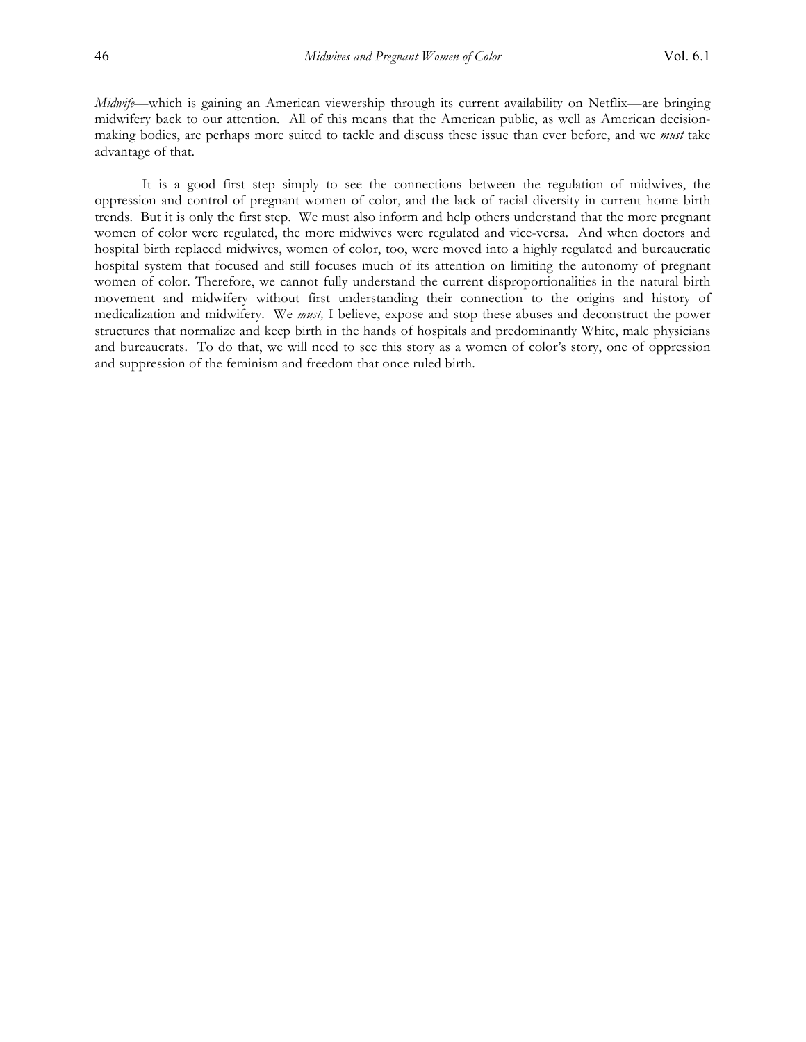*Midwife*—which is gaining an American viewership through its current availability on Netflix—are bringing midwifery back to our attention. All of this means that the American public, as well as American decision-making bodies, are perhaps more suited to tackle and discuss these issue than ever before, and we *must* take advantage of that.

It is a good first step simply to see the connections between the regulation of midwives, the oppression and control of pregnant women of color, and the lack of racial diversity in current home birth trends. But it is only the first step. We must also inform and help others understand that the more pregnant women of color were regulated, the more midwives were regulated and vice-versa. And when doctors and hospital birth replaced midwives, women of color, too, were moved into a highly regulated and bureaucratic hospital system that focused and still focuses much of its attention on limiting the autonomy of pregnant women of color. Therefore, we cannot fully understand the current disproportionalities in the natural birth movement and midwifery without first understanding their connection to the origins and history of medicalization and midwifery. We *must,* I believe, expose and stop these abuses and deconstruct the power structures that normalize and keep birth in the hands of hospitals and predominantly White, male physicians and bureaucrats. To do that, we will need to see this story as a women of color's story, one of oppression and suppression of the feminism and freedom that once ruled birth.